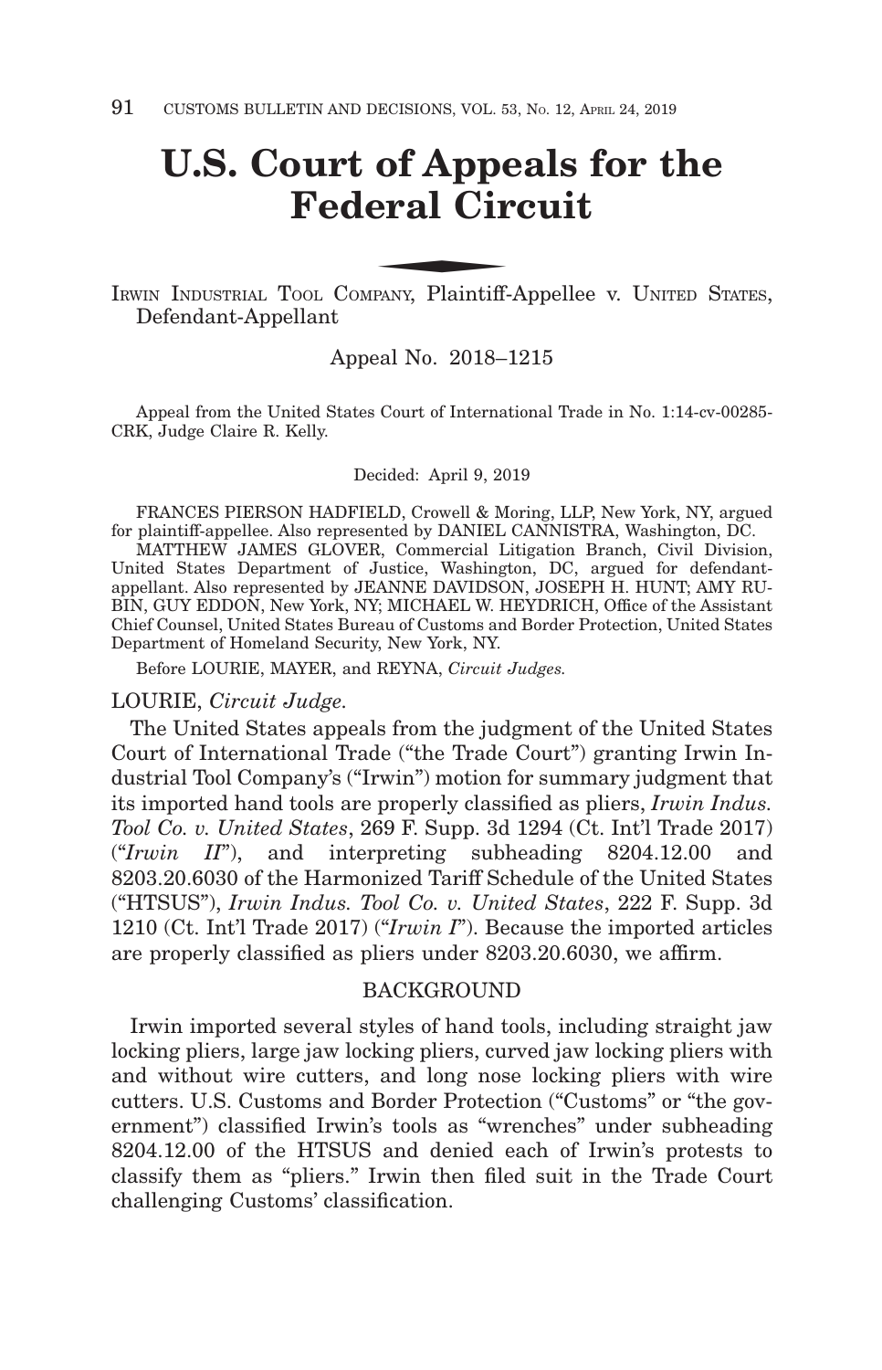# U.S. Court of Appeals for the Federal Circuit

IRWIN INDUSTRIAL TOOL COMPANY, Plaintiff-Appellee v. UNITED STATES, Defendant-Appellant

Appeal No. 2018–1215

Appeal from the United States Court of International Trade in No. 1:14-cv-00285-CRK, Judge Claire R. Kelly.

Decided: April 9, 2019

FRANCES PIERSON HADFIELD, Crowell & Moring, LLP, New York, NY, argued for plaintiff-appellee. Also represented by DANIEL CANNISTRA, Washington, DC.

MATTHEW JAMES GLOVER, Commercial Litigation Branch, Civil Division, United States Department of Justice, Washington, DC, argued for defendant-appellant. Also represented by JEANNE DAVIDSON, JOSEPH H. HUNT; AMY RUBIN, GUY EDDON, New York, NY; MICHAEL W. HEYDRICH, Office of the Assistant Chief Counsel, United States Bureau of Customs and Border Protection, United States Department of Homeland Security, New York, NY.

Before LOURIE, MAYER, and REYNA, *Circuit Judges.*

LOURIE, *Circuit Judge.*

The United States appeals from the judgment of the United States Court of International Trade ("the Trade Court") granting Irwin Industrial Tool Company's ("Irwin") motion for summary judgment that its imported hand tools are properly classified as pliers, *Irwin Indus. Tool Co. v. United States*, 269 F. Supp. 3d 1294 (Ct. Int'l Trade 2017) ("*Irwin II*"), and interpreting subheading 8204.12.00 and 8203.20.6030 of the Harmonized Tariff Schedule of the United States ("HTSUS"), *Irwin Indus. Tool Co. v. United States*, 222 F. Supp. 3d 1210 (Ct. Int'l Trade 2017) ("*Irwin I*"). Because the imported articles are properly classified as pliers under 8203.20.6030, we affirm.

## BACKGROUND

Irwin imported several styles of hand tools, including straight jaw locking pliers, large jaw locking pliers, curved jaw locking pliers with and without wire cutters, and long nose locking pliers with wire cutters. U.S. Customs and Border Protection ("Customs" or "the government") classified Irwin's tools as "wrenches" under subheading 8204.12.00 of the HTSUS and denied each of Irwin's protests to classify them as "pliers." Irwin then filed suit in the Trade Court challenging Customs' classification.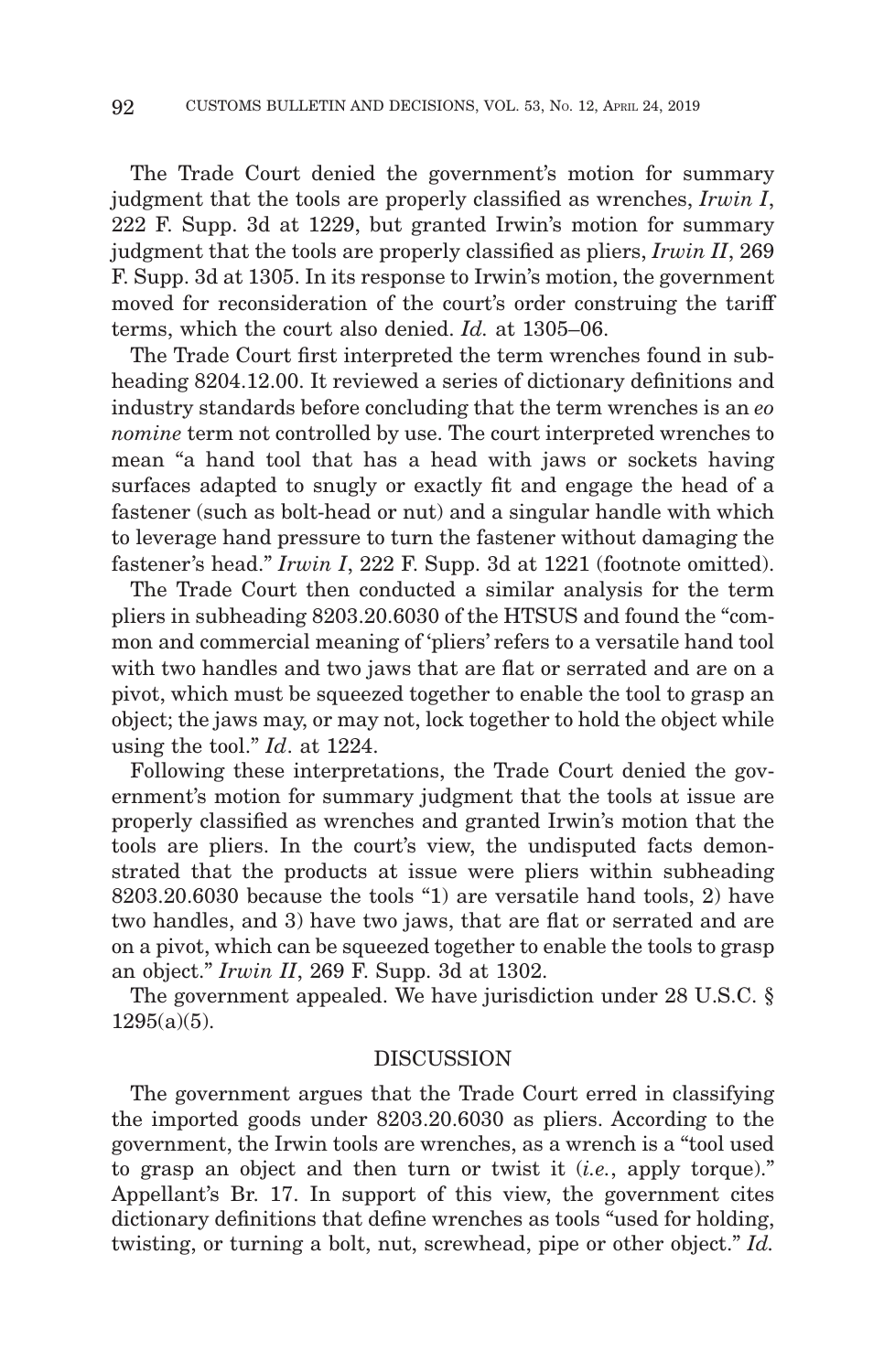The Trade Court denied the government's motion for summary judgment that the tools are properly classified as wrenches, *Irwin I*, 222 F. Supp. 3d at 1229, but granted Irwin's motion for summary judgment that the tools are properly classified as pliers, *Irwin II*, 269 F. Supp. 3d at 1305. In its response to Irwin's motion, the government moved for reconsideration of the court's order construing the tariff terms, which the court also denied. *Id.* at 1305–06.

The Trade Court first interpreted the term wrenches found in subheading 8204.12.00. It reviewed a series of dictionary definitions and industry standards before concluding that the term wrenches is an *eo nomine* term not controlled by use. The court interpreted wrenches to mean "a hand tool that has a head with jaws or sockets having surfaces adapted to snugly or exactly fit and engage the head of a fastener (such as bolt-head or nut) and a singular handle with which to leverage hand pressure to turn the fastener without damaging the fastener's head." *Irwin I*, 222 F. Supp. 3d at 1221 (footnote omitted).

The Trade Court then conducted a similar analysis for the term pliers in subheading 8203.20.6030 of the HTSUS and found the "common and commercial meaning of 'pliers' refers to a versatile hand tool with two handles and two jaws that are flat or serrated and are on a pivot, which must be squeezed together to enable the tool to grasp an object; the jaws may, or may not, lock together to hold the object while using the tool." *Id*. at 1224.

Following these interpretations, the Trade Court denied the government's motion for summary judgment that the tools at issue are properly classified as wrenches and granted Irwin's motion that the tools are pliers. In the court's view, the undisputed facts demonstrated that the products at issue were pliers within subheading 8203.20.6030 because the tools "1) are versatile hand tools, 2) have two handles, and 3) have two jaws, that are flat or serrated and are on a pivot, which can be squeezed together to enable the tools to grasp an object." *Irwin II*, 269 F. Supp. 3d at 1302.

The government appealed. We have jurisdiction under 28 U.S.C. § 1295(a)(5).

## DISCUSSION

The government argues that the Trade Court erred in classifying the imported goods under 8203.20.6030 as pliers. According to the government, the Irwin tools are wrenches, as a wrench is a "tool used to grasp an object and then turn or twist it (*i.e.*, apply torque)." Appellant's Br. 17. In support of this view, the government cites dictionary definitions that define wrenches as tools "used for holding, twisting, or turning a bolt, nut, screwhead, pipe or other object." *Id.*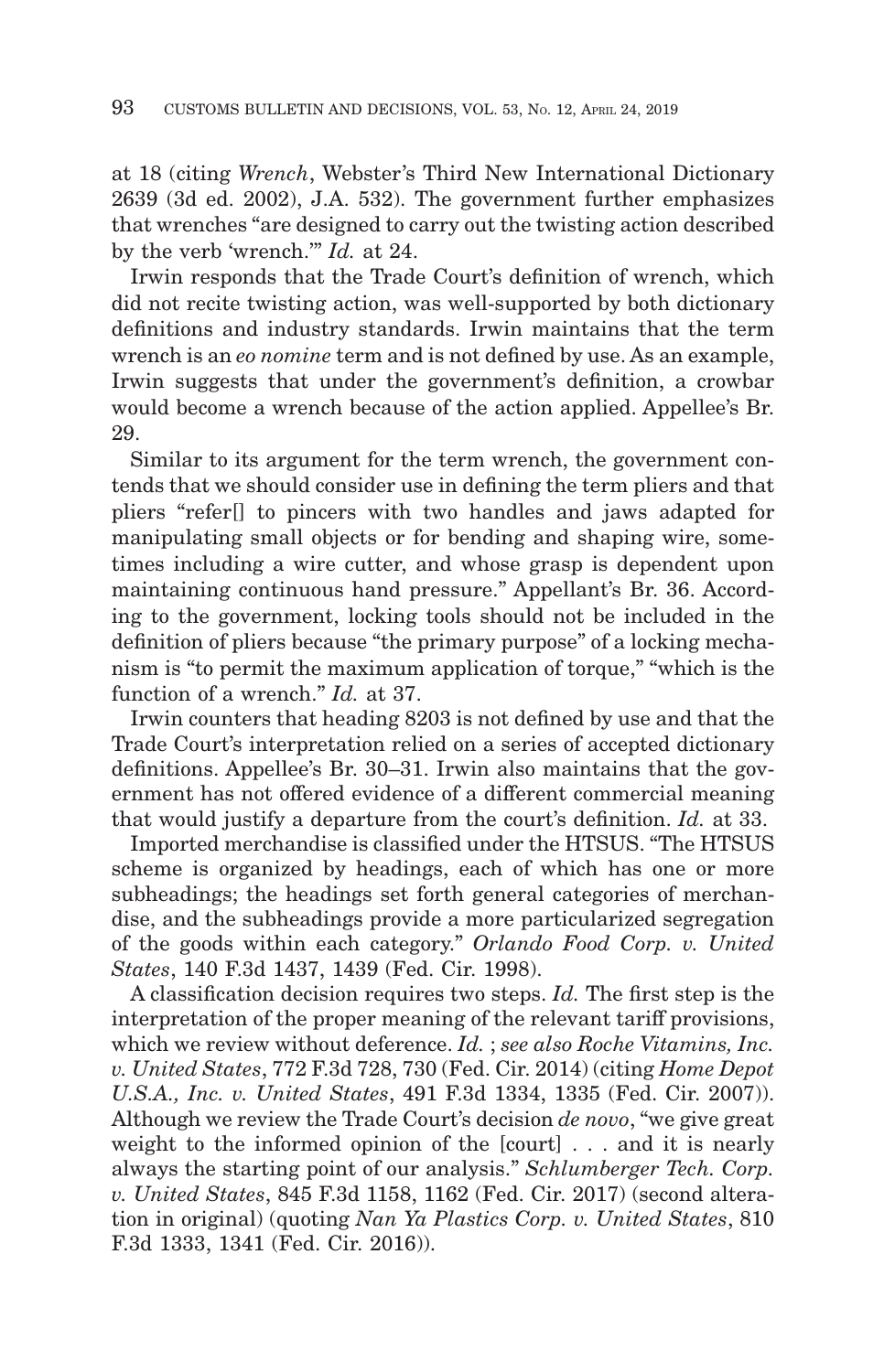at 18 (citing *Wrench*, Webster's Third New International Dictionary 2639 (3d ed. 2002), J.A. 532). The government further emphasizes that wrenches "are designed to carry out the twisting action described by the verb 'wrench.'" *Id.* at 24.

Irwin responds that the Trade Court's definition of wrench, which did not recite twisting action, was well-supported by both dictionary definitions and industry standards. Irwin maintains that the term wrench is an *eo nomine* term and is not defined by use. As an example, Irwin suggests that under the government's definition, a crowbar would become a wrench because of the action applied. Appellee's Br. 29.

Similar to its argument for the term wrench, the government contends that we should consider use in defining the term pliers and that pliers "refer[] to pincers with two handles and jaws adapted for manipulating small objects or for bending and shaping wire, sometimes including a wire cutter, and whose grasp is dependent upon maintaining continuous hand pressure." Appellant's Br. 36. According to the government, locking tools should not be included in the definition of pliers because "the primary purpose" of a locking mechanism is "to permit the maximum application of torque," "which is the function of a wrench." *Id.* at 37.

Irwin counters that heading 8203 is not defined by use and that the Trade Court's interpretation relied on a series of accepted dictionary definitions. Appellee's Br. 30–31. Irwin also maintains that the government has not offered evidence of a different commercial meaning that would justify a departure from the court's definition. *Id.* at 33.

Imported merchandise is classified under the HTSUS. "The HTSUS scheme is organized by headings, each of which has one or more subheadings; the headings set forth general categories of merchandise, and the subheadings provide a more particularized segregation of the goods within each category." *Orlando Food Corp. v. United States*, 140 F.3d 1437, 1439 (Fed. Cir. 1998).

A classification decision requires two steps. *Id.* The first step is the interpretation of the proper meaning of the relevant tariff provisions, which we review without deference. *Id.* ; *see also Roche Vitamins, Inc. v. United States*, 772 F.3d 728, 730 (Fed. Cir. 2014) (citing *Home Depot U.S.A., Inc. v. United States*, 491 F.3d 1334, 1335 (Fed. Cir. 2007)). Although we review the Trade Court's decision *de novo*, "we give great weight to the informed opinion of the [court] . . . and it is nearly always the starting point of our analysis." *Schlumberger Tech. Corp. v. United States*, 845 F.3d 1158, 1162 (Fed. Cir. 2017) (second alteration in original) (quoting *Nan Ya Plastics Corp. v. United States*, 810 F.3d 1333, 1341 (Fed. Cir. 2016)).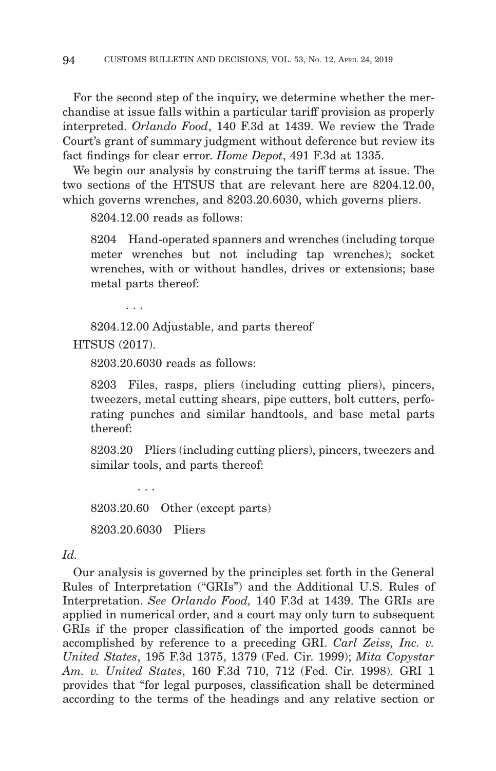For the second step of the inquiry, we determine whether the merchandise at issue falls within a particular tariff provision as properly interpreted. *Orlando Food*, 140 F.3d at 1439. We review the Trade Court's grant of summary judgment without deference but review its fact findings for clear error. *Home Depot*, 491 F.3d at 1335.

We begin our analysis by construing the tariff terms at issue. The two sections of the HTSUS that are relevant here are 8204.12.00, which governs wrenches, and 8203.20.6030, which governs pliers.

8204.12.00 reads as follows:

> 8204 Hand-operated spanners and wrenches (including torque meter wrenches but not including tap wrenches); socket wrenches, with or without handles, drives or extensions; base metal parts thereof:
>
> . . .
>
> 8204.12.00 Adjustable, and parts thereof

HTSUS (2017).

8203.20.6030 reads as follows:

> 8203 Files, rasps, pliers (including cutting pliers), pincers, tweezers, metal cutting shears, pipe cutters, bolt cutters, perforating punches and similar handtools, and base metal parts thereof:
>
> 8203.20 Pliers (including cutting pliers), pincers, tweezers and similar tools, and parts thereof:
>
> . . .
>
> 8203.20.60 Other (except parts)
>
> 8203.20.6030 Pliers

*Id.*

Our analysis is governed by the principles set forth in the General Rules of Interpretation ("GRIs") and the Additional U.S. Rules of Interpretation. *See Orlando Food,* 140 F.3d at 1439. The GRIs are applied in numerical order, and a court may only turn to subsequent GRIs if the proper classification of the imported goods cannot be accomplished by reference to a preceding GRI. *Carl Zeiss, Inc. v. United States*, 195 F.3d 1375, 1379 (Fed. Cir. 1999); *Mita Copystar Am. v. United States*, 160 F.3d 710, 712 (Fed. Cir. 1998). GRI 1 provides that "for legal purposes, classification shall be determined according to the terms of the headings and any relative section or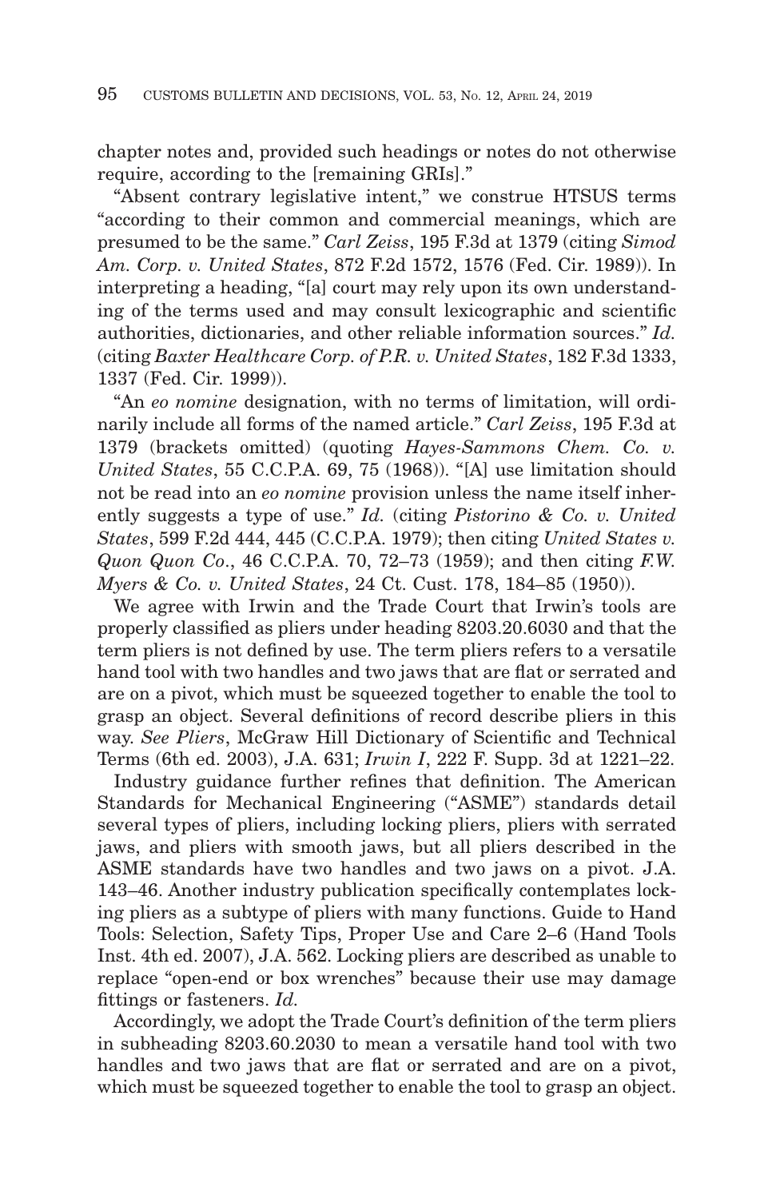chapter notes and, provided such headings or notes do not otherwise require, according to the [remaining GRIs]."

"Absent contrary legislative intent," we construe HTSUS terms "according to their common and commercial meanings, which are presumed to be the same." *Carl Zeiss*, 195 F.3d at 1379 (citing *Simod Am. Corp. v. United States*, 872 F.2d 1572, 1576 (Fed. Cir. 1989)). In interpreting a heading, "[a] court may rely upon its own understanding of the terms used and may consult lexicographic and scientific authorities, dictionaries, and other reliable information sources." *Id.* (citing *Baxter Healthcare Corp. of P.R. v. United States*, 182 F.3d 1333, 1337 (Fed. Cir. 1999)).

"An *eo nomine* designation, with no terms of limitation, will ordinarily include all forms of the named article." *Carl Zeiss*, 195 F.3d at 1379 (brackets omitted) (quoting *Hayes-Sammons Chem. Co. v. United States*, 55 C.C.P.A. 69, 75 (1968)). "[A] use limitation should not be read into an *eo nomine* provision unless the name itself inherently suggests a type of use." *Id.* (citing *Pistorino & Co. v. United States*, 599 F.2d 444, 445 (C.C.P.A. 1979); then citing *United States v. Quon Quon Co*., 46 C.C.P.A. 70, 72–73 (1959); and then citing *F.W. Myers & Co. v. United States*, 24 Ct. Cust. 178, 184–85 (1950)).

We agree with Irwin and the Trade Court that Irwin's tools are properly classified as pliers under heading 8203.20.6030 and that the term pliers is not defined by use. The term pliers refers to a versatile hand tool with two handles and two jaws that are flat or serrated and are on a pivot, which must be squeezed together to enable the tool to grasp an object. Several definitions of record describe pliers in this way. *See Pliers*, McGraw Hill Dictionary of Scientific and Technical Terms (6th ed. 2003), J.A. 631; *Irwin I*, 222 F. Supp. 3d at 1221–22.

Industry guidance further refines that definition. The American Standards for Mechanical Engineering ("ASME") standards detail several types of pliers, including locking pliers, pliers with serrated jaws, and pliers with smooth jaws, but all pliers described in the ASME standards have two handles and two jaws on a pivot. J.A. 143–46. Another industry publication specifically contemplates locking pliers as a subtype of pliers with many functions. Guide to Hand Tools: Selection, Safety Tips, Proper Use and Care 2–6 (Hand Tools Inst. 4th ed. 2007), J.A. 562. Locking pliers are described as unable to replace "open-end or box wrenches" because their use may damage fittings or fasteners. *Id.*

Accordingly, we adopt the Trade Court's definition of the term pliers in subheading 8203.60.2030 to mean a versatile hand tool with two handles and two jaws that are flat or serrated and are on a pivot, which must be squeezed together to enable the tool to grasp an object.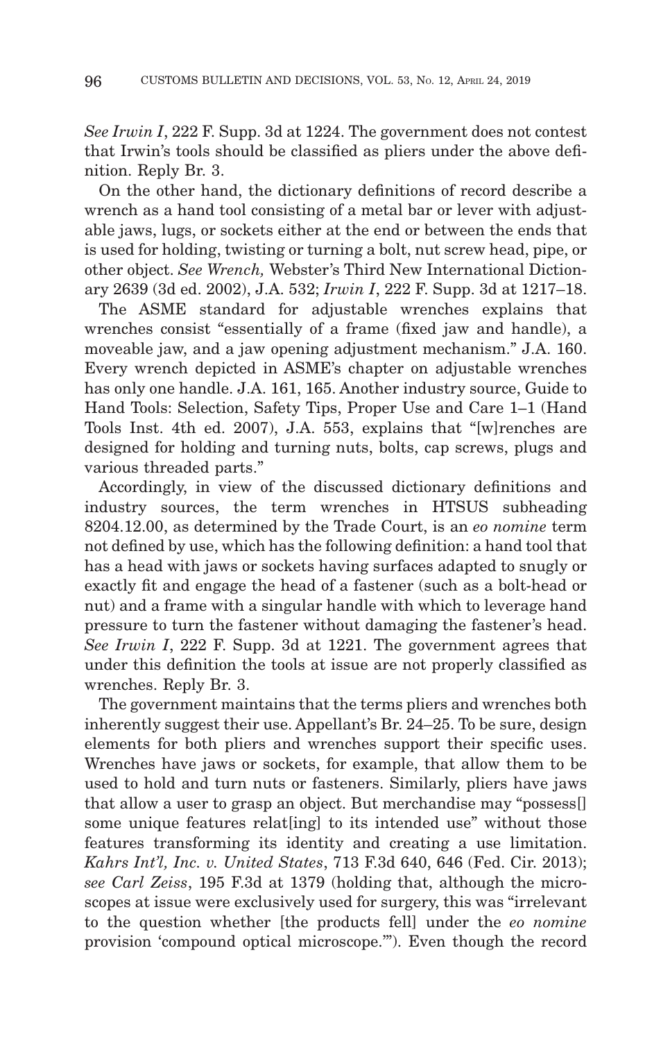*See Irwin I*, 222 F. Supp. 3d at 1224. The government does not contest that Irwin's tools should be classified as pliers under the above definition. Reply Br. 3.

On the other hand, the dictionary definitions of record describe a wrench as a hand tool consisting of a metal bar or lever with adjustable jaws, lugs, or sockets either at the end or between the ends that is used for holding, twisting or turning a bolt, nut screw head, pipe, or other object. *See Wrench,* Webster's Third New International Dictionary 2639 (3d ed. 2002), J.A. 532; *Irwin I*, 222 F. Supp. 3d at 1217–18.

The ASME standard for adjustable wrenches explains that wrenches consist "essentially of a frame (fixed jaw and handle), a moveable jaw, and a jaw opening adjustment mechanism." J.A. 160. Every wrench depicted in ASME's chapter on adjustable wrenches has only one handle. J.A. 161, 165. Another industry source, Guide to Hand Tools: Selection, Safety Tips, Proper Use and Care 1–1 (Hand Tools Inst. 4th ed. 2007), J.A. 553, explains that "[w]renches are designed for holding and turning nuts, bolts, cap screws, plugs and various threaded parts."

Accordingly, in view of the discussed dictionary definitions and industry sources, the term wrenches in HTSUS subheading 8204.12.00, as determined by the Trade Court, is an *eo nomine* term not defined by use, which has the following definition: a hand tool that has a head with jaws or sockets having surfaces adapted to snugly or exactly fit and engage the head of a fastener (such as a bolt-head or nut) and a frame with a singular handle with which to leverage hand pressure to turn the fastener without damaging the fastener's head. *See Irwin I*, 222 F. Supp. 3d at 1221. The government agrees that under this definition the tools at issue are not properly classified as wrenches. Reply Br. 3.

The government maintains that the terms pliers and wrenches both inherently suggest their use. Appellant's Br. 24–25. To be sure, design elements for both pliers and wrenches support their specific uses. Wrenches have jaws or sockets, for example, that allow them to be used to hold and turn nuts or fasteners. Similarly, pliers have jaws that allow a user to grasp an object. But merchandise may "possess[] some unique features relat[ing] to its intended use" without those features transforming its identity and creating a use limitation. *Kahrs Int'l, Inc. v. United States*, 713 F.3d 640, 646 (Fed. Cir. 2013); *see Carl Zeiss*, 195 F.3d at 1379 (holding that, although the microscopes at issue were exclusively used for surgery, this was "irrelevant to the question whether [the products fell] under the *eo nomine* provision 'compound optical microscope.'"). Even though the record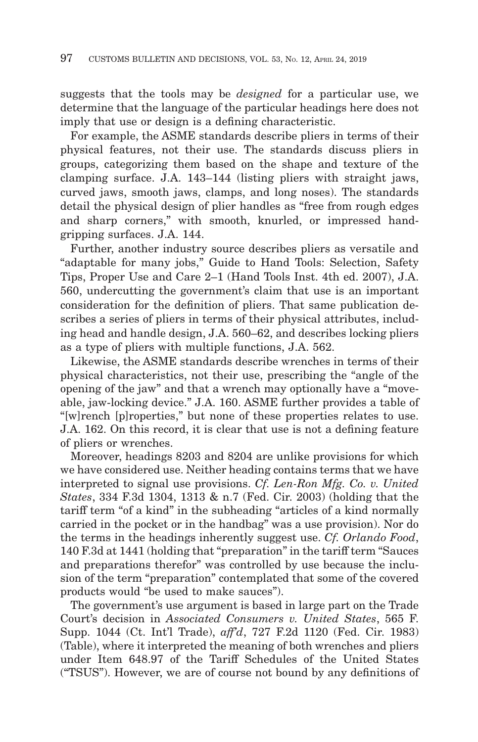suggests that the tools may be *designed* for a particular use, we determine that the language of the particular headings here does not imply that use or design is a defining characteristic.

For example, the ASME standards describe pliers in terms of their physical features, not their use. The standards discuss pliers in groups, categorizing them based on the shape and texture of the clamping surface. J.A. 143–144 (listing pliers with straight jaws, curved jaws, smooth jaws, clamps, and long noses). The standards detail the physical design of plier handles as "free from rough edges and sharp corners," with smooth, knurled, or impressed hand-gripping surfaces. J.A. 144.

Further, another industry source describes pliers as versatile and "adaptable for many jobs," Guide to Hand Tools: Selection, Safety Tips, Proper Use and Care 2–1 (Hand Tools Inst. 4th ed. 2007), J.A. 560, undercutting the government's claim that use is an important consideration for the definition of pliers. That same publication describes a series of pliers in terms of their physical attributes, including head and handle design, J.A. 560–62, and describes locking pliers as a type of pliers with multiple functions, J.A. 562.

Likewise, the ASME standards describe wrenches in terms of their physical characteristics, not their use, prescribing the "angle of the opening of the jaw" and that a wrench may optionally have a "moveable, jaw-locking device." J.A. 160. ASME further provides a table of "[w]rench [p]roperties," but none of these properties relates to use. J.A. 162. On this record, it is clear that use is not a defining feature of pliers or wrenches.

Moreover, headings 8203 and 8204 are unlike provisions for which we have considered use. Neither heading contains terms that we have interpreted to signal use provisions. *Cf. Len-Ron Mfg. Co. v. United States*, 334 F.3d 1304, 1313 & n.7 (Fed. Cir. 2003) (holding that the tariff term "of a kind" in the subheading "articles of a kind normally carried in the pocket or in the handbag" was a use provision). Nor do the terms in the headings inherently suggest use. *Cf. Orlando Food*, 140 F.3d at 1441 (holding that "preparation" in the tariff term "Sauces and preparations therefor" was controlled by use because the inclusion of the term "preparation" contemplated that some of the covered products would "be used to make sauces").

The government's use argument is based in large part on the Trade Court's decision in *Associated Consumers v. United States*, 565 F. Supp. 1044 (Ct. Int'l Trade), *aff'd*, 727 F.2d 1120 (Fed. Cir. 1983) (Table), where it interpreted the meaning of both wrenches and pliers under Item 648.97 of the Tariff Schedules of the United States ("TSUS"). However, we are of course not bound by any definitions of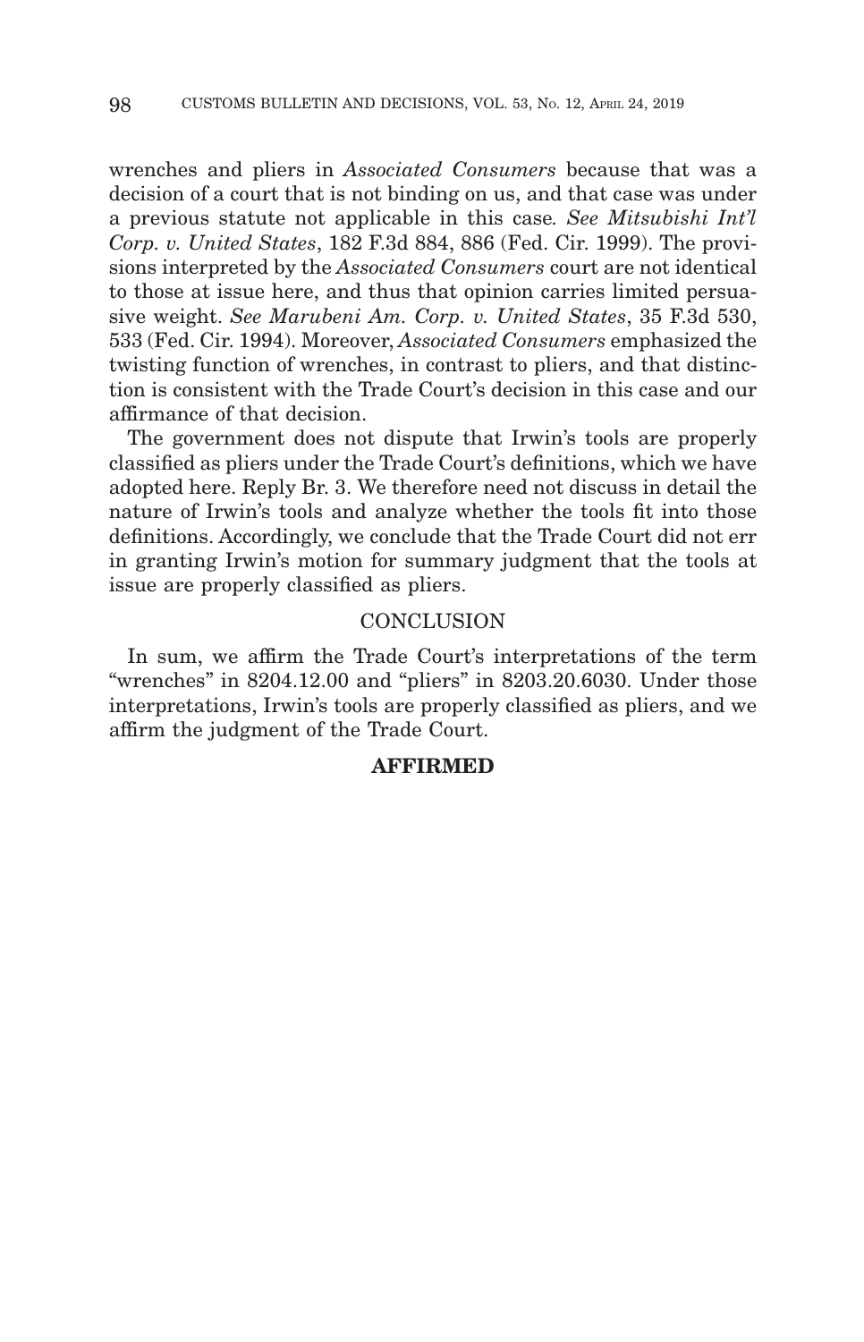wrenches and pliers in *Associated Consumers* because that was a decision of a court that is not binding on us, and that case was under a previous statute not applicable in this case*. See Mitsubishi Int'l Corp. v. United States*, 182 F.3d 884, 886 (Fed. Cir. 1999). The provisions interpreted by the *Associated Consumers* court are not identical to those at issue here, and thus that opinion carries limited persuasive weight. *See Marubeni Am. Corp. v. United States*, 35 F.3d 530, 533 (Fed. Cir. 1994). Moreover, *Associated Consumers* emphasized the twisting function of wrenches, in contrast to pliers, and that distinction is consistent with the Trade Court's decision in this case and our affirmance of that decision.

The government does not dispute that Irwin's tools are properly classified as pliers under the Trade Court's definitions, which we have adopted here. Reply Br. 3. We therefore need not discuss in detail the nature of Irwin's tools and analyze whether the tools fit into those definitions. Accordingly, we conclude that the Trade Court did not err in granting Irwin's motion for summary judgment that the tools at issue are properly classified as pliers.

## CONCLUSION

In sum, we affirm the Trade Court's interpretations of the term "wrenches" in 8204.12.00 and "pliers" in 8203.20.6030. Under those interpretations, Irwin's tools are properly classified as pliers, and we affirm the judgment of the Trade Court.

**AFFIRMED**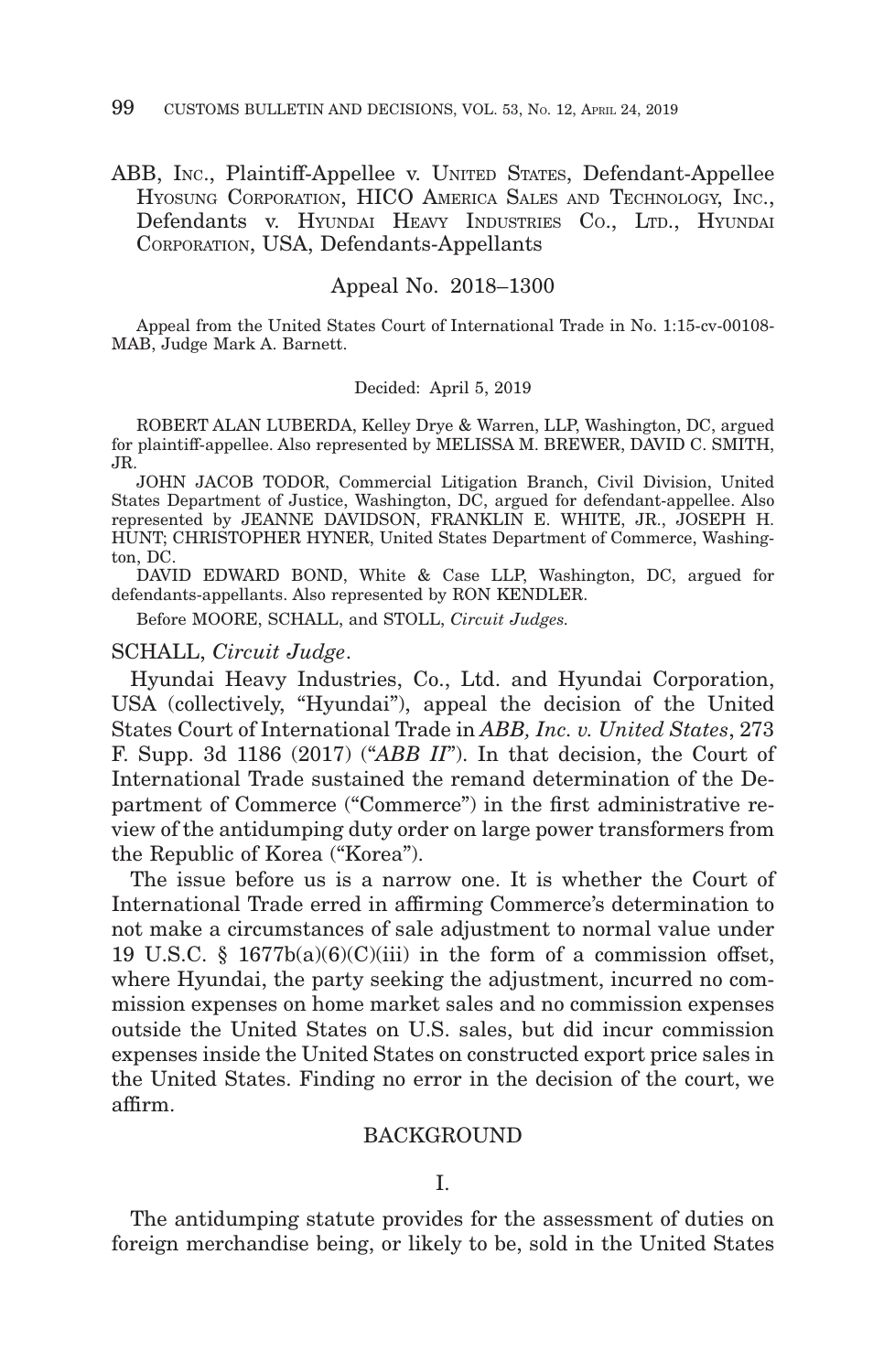ABB, INC., Plaintiff-Appellee v. UNITED STATES, Defendant-Appellee HYOSUNG CORPORATION, HICO AMERICA SALES AND TECHNOLOGY, INC., Defendants v. HYUNDAI HEAVY INDUSTRIES CO., LTD., HYUNDAI CORPORATION, USA, Defendants-Appellants

Appeal No. 2018–1300

Appeal from the United States Court of International Trade in No. 1:15-cv-00108-MAB, Judge Mark A. Barnett.

Decided: April 5, 2019

ROBERT ALAN LUBERDA, Kelley Drye & Warren, LLP, Washington, DC, argued for plaintiff-appellee. Also represented by MELISSA M. BREWER, DAVID C. SMITH, JR.

JOHN JACOB TODOR, Commercial Litigation Branch, Civil Division, United States Department of Justice, Washington, DC, argued for defendant-appellee. Also represented by JEANNE DAVIDSON, FRANKLIN E. WHITE, JR., JOSEPH H. HUNT; CHRISTOPHER HYNER, United States Department of Commerce, Washington, DC.

DAVID EDWARD BOND, White & Case LLP, Washington, DC, argued for defendants-appellants. Also represented by RON KENDLER.

Before MOORE, SCHALL, and STOLL, *Circuit Judges.*

SCHALL, *Circuit Judge*.

Hyundai Heavy Industries, Co., Ltd. and Hyundai Corporation, USA (collectively, "Hyundai"), appeal the decision of the United States Court of International Trade in *ABB, Inc. v. United States*, 273 F. Supp. 3d 1186 (2017) ("*ABB II*"). In that decision, the Court of International Trade sustained the remand determination of the Department of Commerce ("Commerce") in the first administrative review of the antidumping duty order on large power transformers from the Republic of Korea ("Korea").

The issue before us is a narrow one. It is whether the Court of International Trade erred in affirming Commerce's determination to not make a circumstances of sale adjustment to normal value under 19 U.S.C. § 1677b(a)(6)(C)(iii) in the form of a commission offset, where Hyundai, the party seeking the adjustment, incurred no commission expenses on home market sales and no commission expenses outside the United States on U.S. sales, but did incur commission expenses inside the United States on constructed export price sales in the United States. Finding no error in the decision of the court, we affirm.

## BACKGROUND

### I.

The antidumping statute provides for the assessment of duties on foreign merchandise being, or likely to be, sold in the United States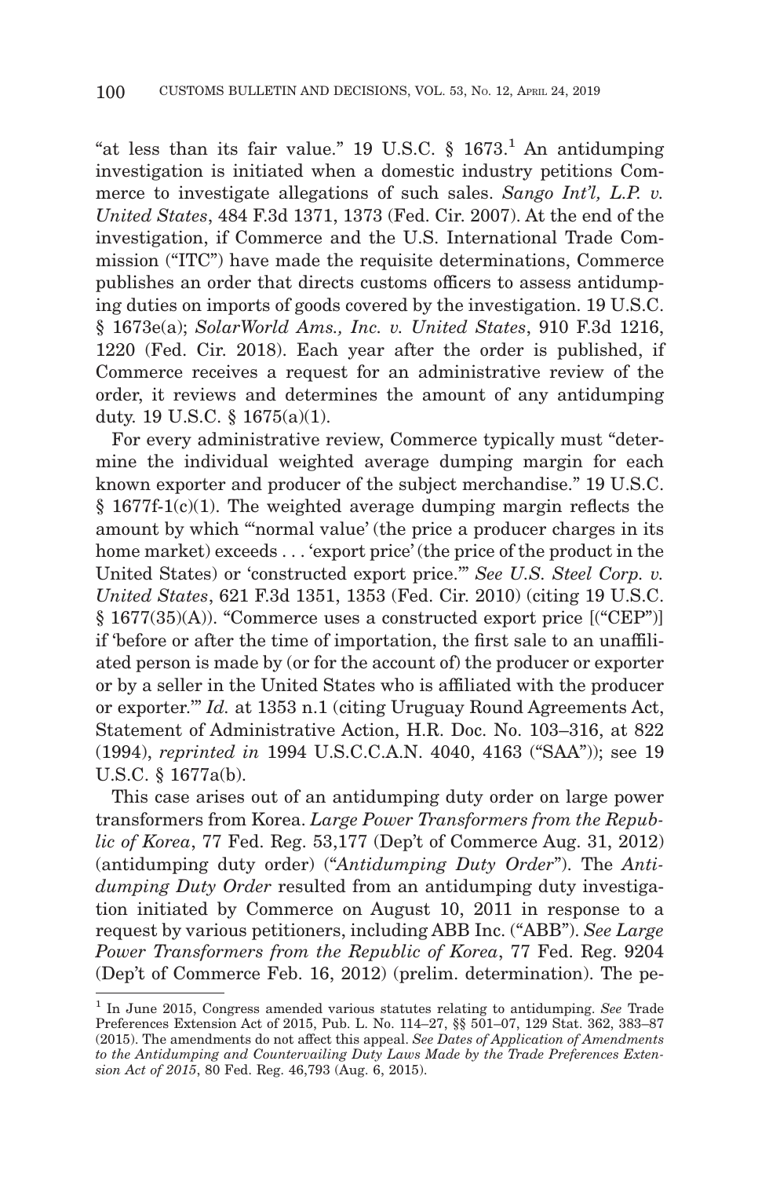"at less than its fair value." 19 U.S.C. § 1673.[1] An antidumping investigation is initiated when a domestic industry petitions Commerce to investigate allegations of such sales. *Sango Int'l, L.P. v. United States*, 484 F.3d 1371, 1373 (Fed. Cir. 2007). At the end of the investigation, if Commerce and the U.S. International Trade Commission ("ITC") have made the requisite determinations, Commerce publishes an order that directs customs officers to assess antidumping duties on imports of goods covered by the investigation. 19 U.S.C. § 1673e(a); *SolarWorld Ams., Inc. v. United States*, 910 F.3d 1216, 1220 (Fed. Cir. 2018). Each year after the order is published, if Commerce receives a request for an administrative review of the order, it reviews and determines the amount of any antidumping duty. 19 U.S.C. § 1675(a)(1).

For every administrative review, Commerce typically must "determine the individual weighted average dumping margin for each known exporter and producer of the subject merchandise." 19 U.S.C. § 1677f-1(c)(1). The weighted average dumping margin reflects the amount by which "'normal value' (the price a producer charges in its home market) exceeds . . . 'export price' (the price of the product in the United States) or 'constructed export price.'" *See U.S. Steel Corp. v. United States*, 621 F.3d 1351, 1353 (Fed. Cir. 2010) (citing 19 U.S.C. § 1677(35)(A)). "Commerce uses a constructed export price [("CEP")] if 'before or after the time of importation, the first sale to an unaffiliated person is made by (or for the account of) the producer or exporter or by a seller in the United States who is affiliated with the producer or exporter.'" *Id.* at 1353 n.1 (citing Uruguay Round Agreements Act, Statement of Administrative Action, H.R. Doc. No. 103–316, at 822 (1994), *reprinted in* 1994 U.S.C.C.A.N. 4040, 4163 ("SAA")); see 19 U.S.C. § 1677a(b).

This case arises out of an antidumping duty order on large power transformers from Korea. *Large Power Transformers from the Republic of Korea*, 77 Fed. Reg. 53,177 (Dep't of Commerce Aug. 31, 2012) (antidumping duty order) ("*Antidumping Duty Order*"). The *Antidumping Duty Order* resulted from an antidumping duty investigation initiated by Commerce on August 10, 2011 in response to a request by various petitioners, including ABB Inc. ("ABB"). *See Large Power Transformers from the Republic of Korea*, 77 Fed. Reg. 9204 (Dep't of Commerce Feb. 16, 2012) (prelim. determination). The pe-

[1] In June 2015, Congress amended various statutes relating to antidumping. *See* Trade Preferences Extension Act of 2015, Pub. L. No. 114–27, §§ 501–07, 129 Stat. 362, 383–87 (2015). The amendments do not affect this appeal. *See Dates of Application of Amendments to the Antidumping and Countervailing Duty Laws Made by the Trade Preferences Extension Act of 2015*, 80 Fed. Reg. 46,793 (Aug. 6, 2015).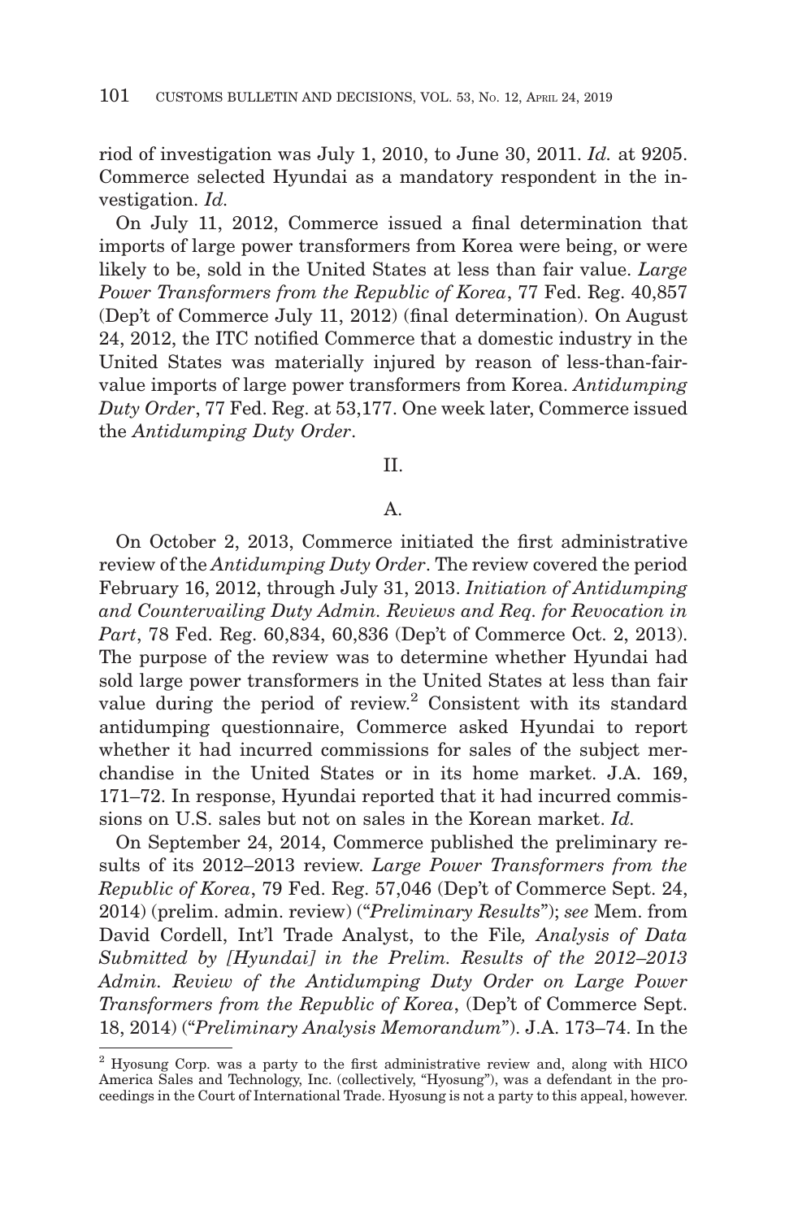riod of investigation was July 1, 2010, to June 30, 2011. *Id.* at 9205. Commerce selected Hyundai as a mandatory respondent in the investigation. *Id.*

On July 11, 2012, Commerce issued a final determination that imports of large power transformers from Korea were being, or were likely to be, sold in the United States at less than fair value. *Large Power Transformers from the Republic of Korea*, 77 Fed. Reg. 40,857 (Dep't of Commerce July 11, 2012) (final determination). On August 24, 2012, the ITC notified Commerce that a domestic industry in the United States was materially injured by reason of less-than-fair-value imports of large power transformers from Korea. *Antidumping Duty Order*, 77 Fed. Reg. at 53,177. One week later, Commerce issued the *Antidumping Duty Order*.

II.

A.

On October 2, 2013, Commerce initiated the first administrative review of the *Antidumping Duty Order*. The review covered the period February 16, 2012, through July 31, 2013. *Initiation of Antidumping and Countervailing Duty Admin. Reviews and Req. for Revocation in Part*, 78 Fed. Reg. 60,834, 60,836 (Dep't of Commerce Oct. 2, 2013). The purpose of the review was to determine whether Hyundai had sold large power transformers in the United States at less than fair value during the period of review.[2] Consistent with its standard antidumping questionnaire, Commerce asked Hyundai to report whether it had incurred commissions for sales of the subject merchandise in the United States or in its home market. J.A. 169, 171–72. In response, Hyundai reported that it had incurred commissions on U.S. sales but not on sales in the Korean market. *Id.*

On September 24, 2014, Commerce published the preliminary results of its 2012–2013 review. *Large Power Transformers from the Republic of Korea*, 79 Fed. Reg. 57,046 (Dep't of Commerce Sept. 24, 2014) (prelim. admin. review) ("*Preliminary Results*"); *see* Mem. from David Cordell, Int'l Trade Analyst, to the File*, Analysis of Data Submitted by [Hyundai] in the Prelim. Results of the 2012–2013 Admin. Review of the Antidumping Duty Order on Large Power Transformers from the Republic of Korea*, (Dep't of Commerce Sept. 18, 2014) ("*Preliminary Analysis Memorandum*"). J.A. 173–74. In the

---

[2] Hyosung Corp. was a party to the first administrative review and, along with HICO America Sales and Technology, Inc. (collectively, "Hyosung"), was a defendant in the proceedings in the Court of International Trade. Hyosung is not a party to this appeal, however.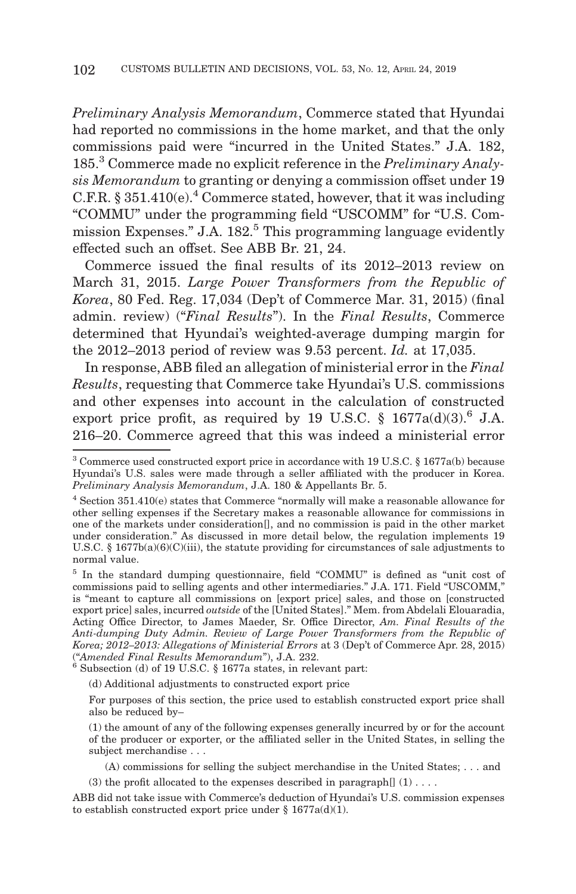*Preliminary Analysis Memorandum*, Commerce stated that Hyundai had reported no commissions in the home market, and that the only commissions paid were "incurred in the United States." J.A. 182, 185.[3] Commerce made no explicit reference in the *Preliminary Analysis Memorandum* to granting or denying a commission offset under 19 C.F.R. § 351.410(e).[4] Commerce stated, however, that it was including "COMMU" under the programming field "USCOMM" for "U.S. Commission Expenses." J.A. 182.[5] This programming language evidently effected such an offset. See ABB Br. 21, 24.

Commerce issued the final results of its 2012–2013 review on March 31, 2015. *Large Power Transformers from the Republic of Korea*, 80 Fed. Reg. 17,034 (Dep't of Commerce Mar. 31, 2015) (final admin. review) ("*Final Results*"). In the *Final Results*, Commerce determined that Hyundai's weighted-average dumping margin for the 2012–2013 period of review was 9.53 percent. *Id.* at 17,035.

In response, ABB filed an allegation of ministerial error in the *Final Results*, requesting that Commerce take Hyundai's U.S. commissions and other expenses into account in the calculation of constructed export price profit, as required by 19 U.S.C. § 1677a(d)(3).[6] J.A. 216–20. Commerce agreed that this was indeed a ministerial error

---

[3] Commerce used constructed export price in accordance with 19 U.S.C. § 1677a(b) because Hyundai's U.S. sales were made through a seller affiliated with the producer in Korea. *Preliminary Analysis Memorandum*, J.A. 180 & Appellants Br. 5.

[4] Section 351.410(e) states that Commerce "normally will make a reasonable allowance for other selling expenses if the Secretary makes a reasonable allowance for commissions in one of the markets under consideration[], and no commission is paid in the other market under consideration." As discussed in more detail below, the regulation implements 19 U.S.C. § 1677b(a)(6)(C)(iii), the statute providing for circumstances of sale adjustments to normal value.

[5] In the standard dumping questionnaire, field "COMMU" is defined as "unit cost of commissions paid to selling agents and other intermediaries." J.A. 171. Field "USCOMM," is "meant to capture all commissions on [export price] sales, and those on [constructed export price] sales, incurred *outside* of the [United States]." Mem. from Abdelali Elouaradia, Acting Office Director, to James Maeder, Sr. Office Director, *Am. Final Results of the Anti-dumping Duty Admin. Review of Large Power Transformers from the Republic of Korea; 2012–2013: Allegations of Ministerial Errors* at 3 (Dep't of Commerce Apr. 28, 2015) ("*Amended Final Results Memorandum*"), J.A. 232.

[6] Subsection (d) of 19 U.S.C. § 1677a states, in relevant part:

> (d) Additional adjustments to constructed export price
>
> For purposes of this section, the price used to establish constructed export price shall also be reduced by–
>
> (1) the amount of any of the following expenses generally incurred by or for the account of the producer or exporter, or the affiliated seller in the United States, in selling the subject merchandise . . .
>
> (A) commissions for selling the subject merchandise in the United States; . . . and
>
> (3) the profit allocated to the expenses described in paragraph[] (1) . . . .

ABB did not take issue with Commerce's deduction of Hyundai's U.S. commission expenses to establish constructed export price under § 1677a(d)(1).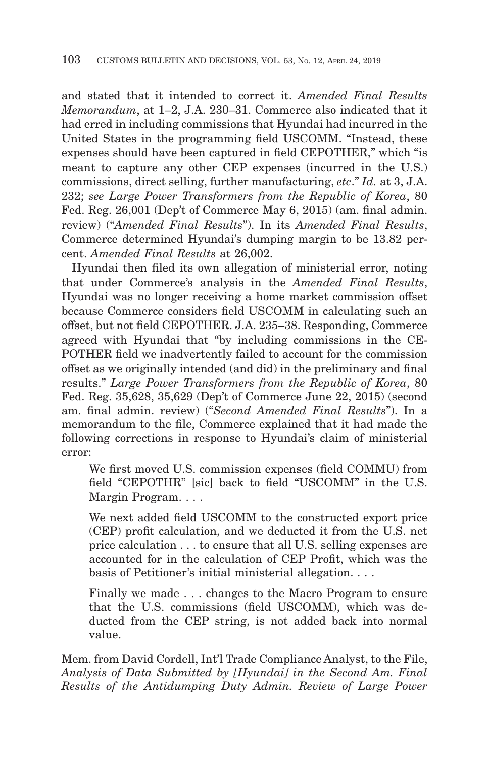and stated that it intended to correct it. *Amended Final Results Memorandum*, at 1–2, J.A. 230–31. Commerce also indicated that it had erred in including commissions that Hyundai had incurred in the United States in the programming field USCOMM. "Instead, these expenses should have been captured in field CEPOTHER," which "is meant to capture any other CEP expenses (incurred in the U.S.) commissions, direct selling, further manufacturing, *etc*." *Id.* at 3, J.A. 232; *see Large Power Transformers from the Republic of Korea*, 80 Fed. Reg. 26,001 (Dep't of Commerce May 6, 2015) (am. final admin. review) ("*Amended Final Results*"). In its *Amended Final Results*, Commerce determined Hyundai's dumping margin to be 13.82 percent. *Amended Final Results* at 26,002.

Hyundai then filed its own allegation of ministerial error, noting that under Commerce's analysis in the *Amended Final Results*, Hyundai was no longer receiving a home market commission offset because Commerce considers field USCOMM in calculating such an offset, but not field CEPOTHER. J.A. 235–38. Responding, Commerce agreed with Hyundai that "by including commissions in the CEPOTHER field we inadvertently failed to account for the commission offset as we originally intended (and did) in the preliminary and final results." *Large Power Transformers from the Republic of Korea*, 80 Fed. Reg. 35,628, 35,629 (Dep't of Commerce June 22, 2015) (second am. final admin. review) ("*Second Amended Final Results*"). In a memorandum to the file, Commerce explained that it had made the following corrections in response to Hyundai's claim of ministerial error:

> We first moved U.S. commission expenses (field COMMU) from field "CEPOTHR" [sic] back to field "USCOMM" in the U.S. Margin Program. . . .
>
> We next added field USCOMM to the constructed export price (CEP) profit calculation, and we deducted it from the U.S. net price calculation . . . to ensure that all U.S. selling expenses are accounted for in the calculation of CEP Profit, which was the basis of Petitioner's initial ministerial allegation. . . .
>
> Finally we made . . . changes to the Macro Program to ensure that the U.S. commissions (field USCOMM), which was deducted from the CEP string, is not added back into normal value.

Mem. from David Cordell, Int'l Trade Compliance Analyst, to the File, *Analysis of Data Submitted by [Hyundai] in the Second Am. Final Results of the Antidumping Duty Admin. Review of Large Power*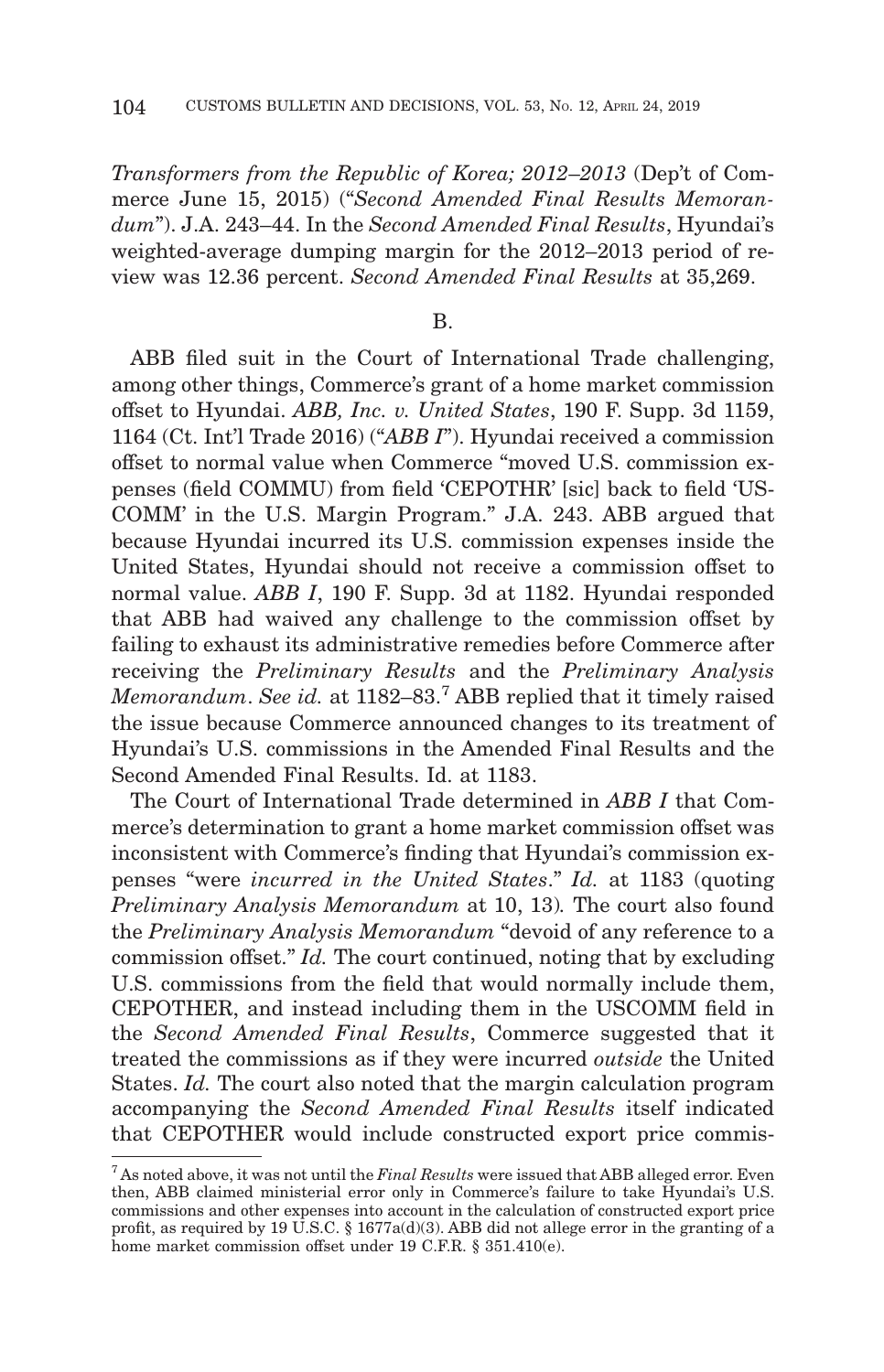*Transformers from the Republic of Korea; 2012–2013* (Dep't of Commerce June 15, 2015) ("*Second Amended Final Results Memorandum*"). J.A. 243–44. In the *Second Amended Final Results*, Hyundai's weighted-average dumping margin for the 2012–2013 period of review was 12.36 percent. *Second Amended Final Results* at 35,269.

B.

ABB filed suit in the Court of International Trade challenging, among other things, Commerce's grant of a home market commission offset to Hyundai. *ABB, Inc. v. United States*, 190 F. Supp. 3d 1159, 1164 (Ct. Int'l Trade 2016) ("*ABB I*"). Hyundai received a commission offset to normal value when Commerce "moved U.S. commission expenses (field COMMU) from field 'CEPOTHR' [sic] back to field 'USCOMM' in the U.S. Margin Program." J.A. 243. ABB argued that because Hyundai incurred its U.S. commission expenses inside the United States, Hyundai should not receive a commission offset to normal value. *ABB I*, 190 F. Supp. 3d at 1182. Hyundai responded that ABB had waived any challenge to the commission offset by failing to exhaust its administrative remedies before Commerce after receiving the *Preliminary Results* and the *Preliminary Analysis Memorandum*. *See id.* at 1182–83.[7] ABB replied that it timely raised the issue because Commerce announced changes to its treatment of Hyundai's U.S. commissions in the Amended Final Results and the Second Amended Final Results. Id. at 1183.

The Court of International Trade determined in *ABB I* that Commerce's determination to grant a home market commission offset was inconsistent with Commerce's finding that Hyundai's commission expenses "were *incurred in the United States*." *Id.* at 1183 (quoting *Preliminary Analysis Memorandum* at 10, 13). The court also found the *Preliminary Analysis Memorandum* "devoid of any reference to a commission offset." *Id.* The court continued, noting that by excluding U.S. commissions from the field that would normally include them, CEPOTHER, and instead including them in the USCOMM field in the *Second Amended Final Results*, Commerce suggested that it treated the commissions as if they were incurred *outside* the United States. *Id.* The court also noted that the margin calculation program accompanying the *Second Amended Final Results* itself indicated that CEPOTHER would include constructed export price commis-

[7] As noted above, it was not until the *Final Results* were issued that ABB alleged error. Even then, ABB claimed ministerial error only in Commerce's failure to take Hyundai's U.S. commissions and other expenses into account in the calculation of constructed export price profit, as required by 19 U.S.C. § 1677a(d)(3). ABB did not allege error in the granting of a home market commission offset under 19 C.F.R. § 351.410(e).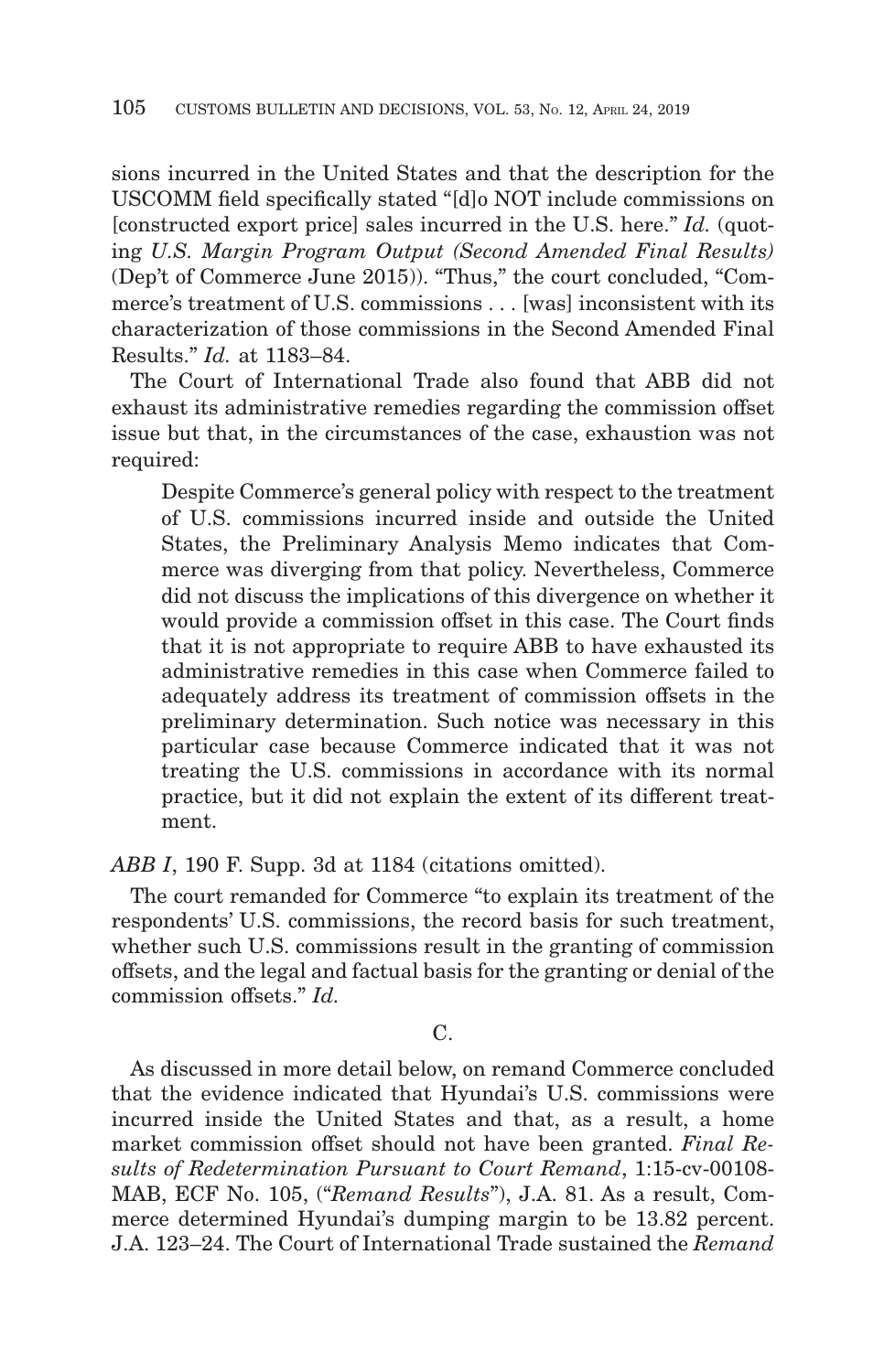sions incurred in the United States and that the description for the USCOMM field specifically stated "[d]o NOT include commissions on [constructed export price] sales incurred in the U.S. here." *Id.* (quoting *U.S. Margin Program Output (Second Amended Final Results)* (Dep't of Commerce June 2015)). "Thus," the court concluded, "Commerce's treatment of U.S. commissions . . . [was] inconsistent with its characterization of those commissions in the Second Amended Final Results." *Id.* at 1183–84.

The Court of International Trade also found that ABB did not exhaust its administrative remedies regarding the commission offset issue but that, in the circumstances of the case, exhaustion was not required:

> Despite Commerce's general policy with respect to the treatment of U.S. commissions incurred inside and outside the United States, the Preliminary Analysis Memo indicates that Commerce was diverging from that policy. Nevertheless, Commerce did not discuss the implications of this divergence on whether it would provide a commission offset in this case. The Court finds that it is not appropriate to require ABB to have exhausted its administrative remedies in this case when Commerce failed to adequately address its treatment of commission offsets in the preliminary determination. Such notice was necessary in this particular case because Commerce indicated that it was not treating the U.S. commissions in accordance with its normal practice, but it did not explain the extent of its different treatment.

*ABB I*, 190 F. Supp. 3d at 1184 (citations omitted).

The court remanded for Commerce "to explain its treatment of the respondents' U.S. commissions, the record basis for such treatment, whether such U.S. commissions result in the granting of commission offsets, and the legal and factual basis for the granting or denial of the commission offsets." *Id.*

C.

As discussed in more detail below, on remand Commerce concluded that the evidence indicated that Hyundai's U.S. commissions were incurred inside the United States and that, as a result, a home market commission offset should not have been granted. *Final Results of Redetermination Pursuant to Court Remand*, 1:15-cv-00108-MAB, ECF No. 105, ("*Remand Results*"), J.A. 81. As a result, Commerce determined Hyundai's dumping margin to be 13.82 percent. J.A. 123–24. The Court of International Trade sustained the *Remand*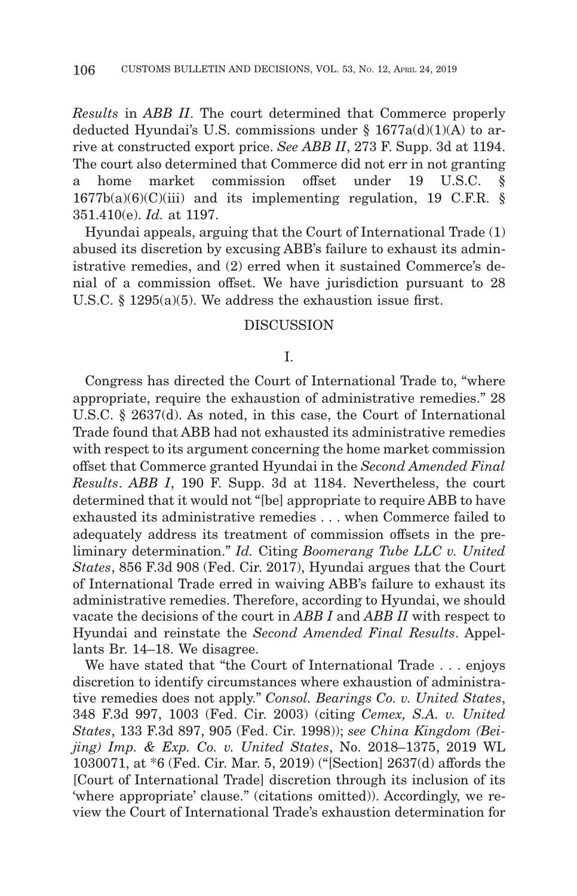*Results* in *ABB II*. The court determined that Commerce properly deducted Hyundai's U.S. commissions under § 1677a(d)(1)(A) to arrive at constructed export price. *See ABB II*, 273 F. Supp. 3d at 1194. The court also determined that Commerce did not err in not granting a home market commission offset under 19 U.S.C. § 1677b(a)(6)(C)(iii) and its implementing regulation, 19 C.F.R. § 351.410(e). *Id.* at 1197.

Hyundai appeals, arguing that the Court of International Trade (1) abused its discretion by excusing ABB's failure to exhaust its administrative remedies, and (2) erred when it sustained Commerce's denial of a commission offset. We have jurisdiction pursuant to 28 U.S.C. § 1295(a)(5). We address the exhaustion issue first.

## DISCUSSION

### I.

Congress has directed the Court of International Trade to, "where appropriate, require the exhaustion of administrative remedies." 28 U.S.C. § 2637(d). As noted, in this case, the Court of International Trade found that ABB had not exhausted its administrative remedies with respect to its argument concerning the home market commission offset that Commerce granted Hyundai in the *Second Amended Final Results*. *ABB I*, 190 F. Supp. 3d at 1184. Nevertheless, the court determined that it would not "[be] appropriate to require ABB to have exhausted its administrative remedies . . . when Commerce failed to adequately address its treatment of commission offsets in the preliminary determination." *Id.* Citing *Boomerang Tube LLC v. United States*, 856 F.3d 908 (Fed. Cir. 2017), Hyundai argues that the Court of International Trade erred in waiving ABB's failure to exhaust its administrative remedies. Therefore, according to Hyundai, we should vacate the decisions of the court in *ABB I* and *ABB II* with respect to Hyundai and reinstate the *Second Amended Final Results*. Appellants Br. 14–18. We disagree.

We have stated that "the Court of International Trade . . . enjoys discretion to identify circumstances where exhaustion of administrative remedies does not apply." *Consol. Bearings Co. v. United States*, 348 F.3d 997, 1003 (Fed. Cir. 2003) (citing *Cemex, S.A. v. United States*, 133 F.3d 897, 905 (Fed. Cir. 1998)); *see China Kingdom (Beijing) Imp. & Exp. Co. v. United States*, No. 2018–1375, 2019 WL 1030071, at *6 (Fed. Cir. Mar. 5, 2019) ("[Section] 2637(d) affords the [Court of International Trade] discretion through its inclusion of its 'where appropriate' clause." (citations omitted)). Accordingly, we review the Court of International Trade's exhaustion determination for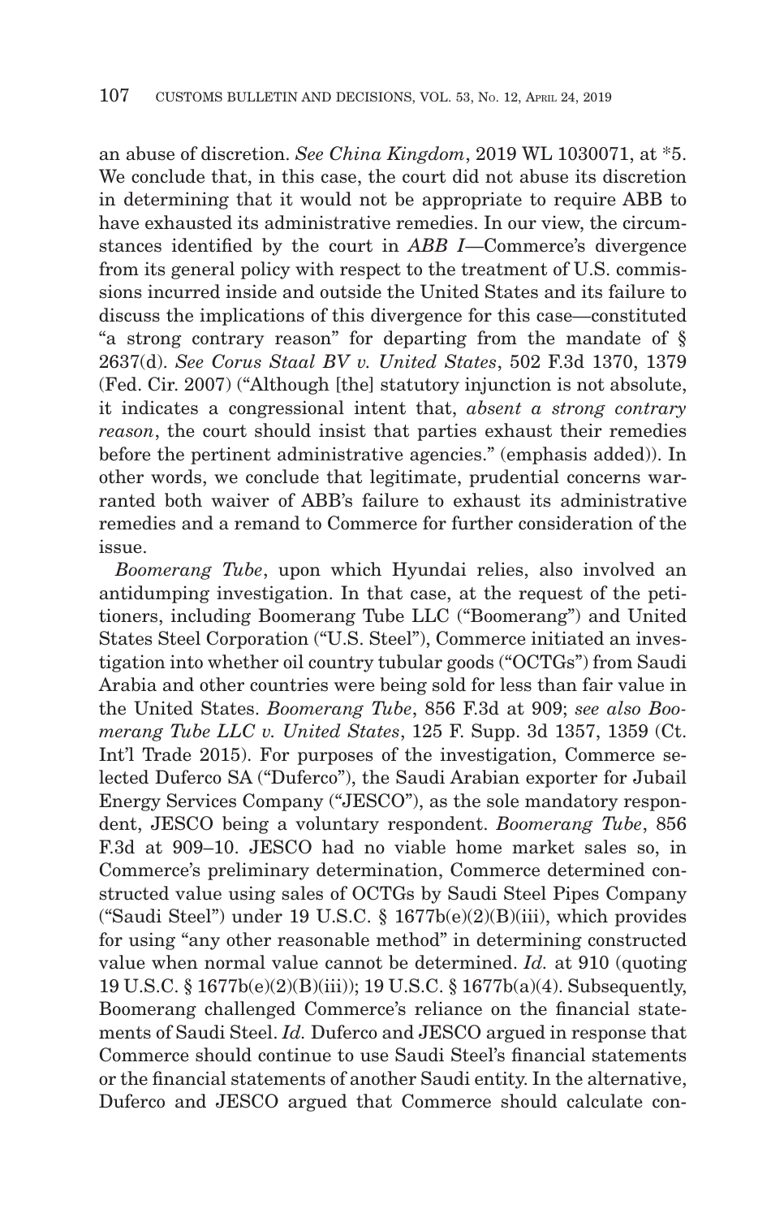an abuse of discretion. *See China Kingdom*, 2019 WL 1030071, at *5. We conclude that, in this case, the court did not abuse its discretion in determining that it would not be appropriate to require ABB to have exhausted its administrative remedies. In our view, the circumstances identified by the court in *ABB I*—Commerce's divergence from its general policy with respect to the treatment of U.S. commissions incurred inside and outside the United States and its failure to discuss the implications of this divergence for this case—constituted "a strong contrary reason" for departing from the mandate of § 2637(d). *See Corus Staal BV v. United States*, 502 F.3d 1370, 1379 (Fed. Cir. 2007) ("Although [the] statutory injunction is not absolute, it indicates a congressional intent that, *absent a strong contrary reason*, the court should insist that parties exhaust their remedies before the pertinent administrative agencies." (emphasis added)). In other words, we conclude that legitimate, prudential concerns warranted both waiver of ABB's failure to exhaust its administrative remedies and a remand to Commerce for further consideration of the issue.

*Boomerang Tube*, upon which Hyundai relies, also involved an antidumping investigation. In that case, at the request of the petitioners, including Boomerang Tube LLC ("Boomerang") and United States Steel Corporation ("U.S. Steel"), Commerce initiated an investigation into whether oil country tubular goods ("OCTGs") from Saudi Arabia and other countries were being sold for less than fair value in the United States. *Boomerang Tube*, 856 F.3d at 909; *see also Boomerang Tube LLC v. United States*, 125 F. Supp. 3d 1357, 1359 (Ct. Int'l Trade 2015). For purposes of the investigation, Commerce selected Duferco SA ("Duferco"), the Saudi Arabian exporter for Jubail Energy Services Company ("JESCO"), as the sole mandatory respondent, JESCO being a voluntary respondent. *Boomerang Tube*, 856 F.3d at 909–10. JESCO had no viable home market sales so, in Commerce's preliminary determination, Commerce determined constructed value using sales of OCTGs by Saudi Steel Pipes Company ("Saudi Steel") under 19 U.S.C. § 1677b(e)(2)(B)(iii), which provides for using "any other reasonable method" in determining constructed value when normal value cannot be determined. *Id.* at 910 (quoting 19 U.S.C. § 1677b(e)(2)(B)(iii)); 19 U.S.C. § 1677b(a)(4). Subsequently, Boomerang challenged Commerce's reliance on the financial statements of Saudi Steel. *Id.* Duferco and JESCO argued in response that Commerce should continue to use Saudi Steel's financial statements or the financial statements of another Saudi entity. In the alternative, Duferco and JESCO argued that Commerce should calculate con-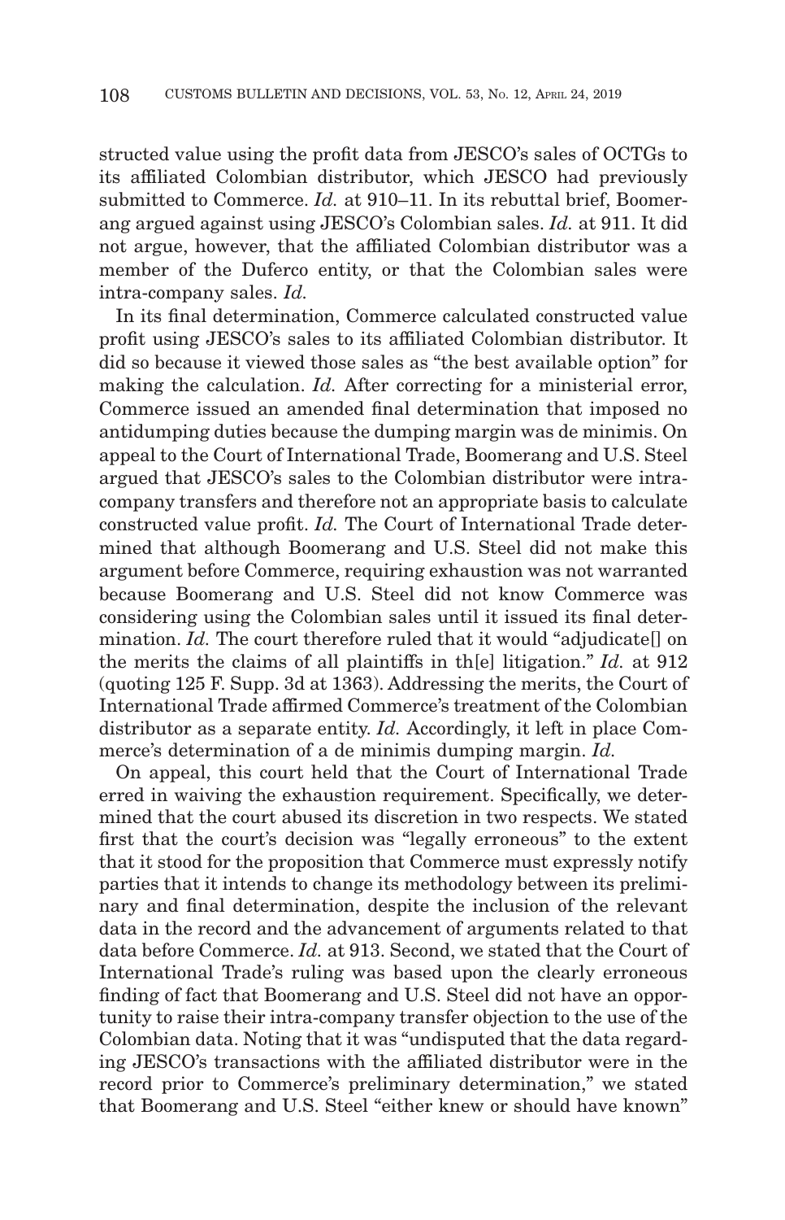structed value using the profit data from JESCO's sales of OCTGs to its affiliated Colombian distributor, which JESCO had previously submitted to Commerce. *Id.* at 910–11. In its rebuttal brief, Boomerang argued against using JESCO's Colombian sales. *Id.* at 911. It did not argue, however, that the affiliated Colombian distributor was a member of the Duferco entity, or that the Colombian sales were intra-company sales. *Id.*

In its final determination, Commerce calculated constructed value profit using JESCO's sales to its affiliated Colombian distributor. It did so because it viewed those sales as "the best available option" for making the calculation. *Id.* After correcting for a ministerial error, Commerce issued an amended final determination that imposed no antidumping duties because the dumping margin was de minimis. On appeal to the Court of International Trade, Boomerang and U.S. Steel argued that JESCO's sales to the Colombian distributor were intra-company transfers and therefore not an appropriate basis to calculate constructed value profit. *Id.* The Court of International Trade determined that although Boomerang and U.S. Steel did not make this argument before Commerce, requiring exhaustion was not warranted because Boomerang and U.S. Steel did not know Commerce was considering using the Colombian sales until it issued its final determination. *Id.* The court therefore ruled that it would "adjudicate[] on the merits the claims of all plaintiffs in th[e] litigation." *Id.* at 912 (quoting 125 F. Supp. 3d at 1363). Addressing the merits, the Court of International Trade affirmed Commerce's treatment of the Colombian distributor as a separate entity. *Id.* Accordingly, it left in place Commerce's determination of a de minimis dumping margin. *Id.*

On appeal, this court held that the Court of International Trade erred in waiving the exhaustion requirement. Specifically, we determined that the court abused its discretion in two respects. We stated first that the court's decision was "legally erroneous" to the extent that it stood for the proposition that Commerce must expressly notify parties that it intends to change its methodology between its preliminary and final determination, despite the inclusion of the relevant data in the record and the advancement of arguments related to that data before Commerce. *Id.* at 913. Second, we stated that the Court of International Trade's ruling was based upon the clearly erroneous finding of fact that Boomerang and U.S. Steel did not have an opportunity to raise their intra-company transfer objection to the use of the Colombian data. Noting that it was "undisputed that the data regarding JESCO's transactions with the affiliated distributor were in the record prior to Commerce's preliminary determination," we stated that Boomerang and U.S. Steel "either knew or should have known"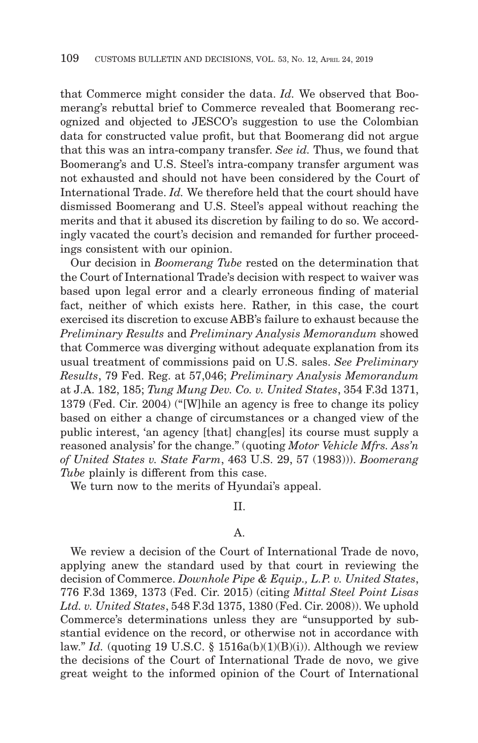that Commerce might consider the data. *Id.* We observed that Boomerang's rebuttal brief to Commerce revealed that Boomerang recognized and objected to JESCO's suggestion to use the Colombian data for constructed value profit, but that Boomerang did not argue that this was an intra-company transfer. *See id.* Thus, we found that Boomerang's and U.S. Steel's intra-company transfer argument was not exhausted and should not have been considered by the Court of International Trade. *Id.* We therefore held that the court should have dismissed Boomerang and U.S. Steel's appeal without reaching the merits and that it abused its discretion by failing to do so. We accordingly vacated the court's decision and remanded for further proceedings consistent with our opinion.

Our decision in *Boomerang Tube* rested on the determination that the Court of International Trade's decision with respect to waiver was based upon legal error and a clearly erroneous finding of material fact, neither of which exists here. Rather, in this case, the court exercised its discretion to excuse ABB's failure to exhaust because the *Preliminary Results* and *Preliminary Analysis Memorandum* showed that Commerce was diverging without adequate explanation from its usual treatment of commissions paid on U.S. sales. *See Preliminary Results*, 79 Fed. Reg. at 57,046; *Preliminary Analysis Memorandum* at J.A. 182, 185; *Tung Mung Dev. Co. v. United States*, 354 F.3d 1371, 1379 (Fed. Cir. 2004) ("[W]hile an agency is free to change its policy based on either a change of circumstances or a changed view of the public interest, 'an agency [that] chang[es] its course must supply a reasoned analysis' for the change." (quoting *Motor Vehicle Mfrs. Ass'n of United States v. State Farm*, 463 U.S. 29, 57 (1983))). *Boomerang Tube* plainly is different from this case.

We turn now the merits of Hyundai's appeal.

## II.

### A.

We review a decision of the Court of International Trade de novo, applying anew the standard used by that court in reviewing the decision of Commerce. *Downhole Pipe & Equip., L.P. v. United States*, 776 F.3d 1369, 1373 (Fed. Cir. 2015) (citing *Mittal Steel Point Lisas Ltd. v. United States*, 548 F.3d 1375, 1380 (Fed. Cir. 2008)). We uphold Commerce's determinations unless they are "unsupported by substantial evidence on the record, or otherwise not in accordance with law." *Id.* (quoting 19 U.S.C. § 1516a(b)(1)(B)(i)). Although we review the decisions of the Court of International Trade de novo, we give great weight to the informed opinion of the Court of International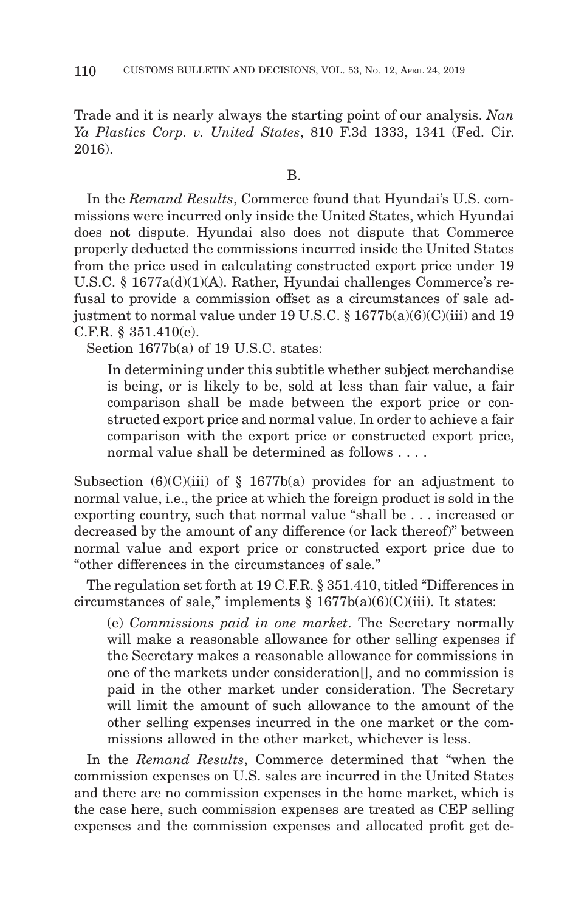Trade and it is nearly always the starting point of our analysis. *Nan Ya Plastics Corp. v. United States*, 810 F.3d 1333, 1341 (Fed. Cir. 2016).

B.

In the *Remand Results*, Commerce found that Hyundai's U.S. commissions were incurred only inside the United States, which Hyundai does not dispute. Hyundai also does not dispute that Commerce properly deducted the commissions incurred inside the United States from the price used in calculating constructed export price under 19 U.S.C. § 1677a(d)(1)(A). Rather, Hyundai challenges Commerce's refusal to provide a commission offset as a circumstances of sale adjustment to normal value under 19 U.S.C. § 1677b(a)(6)(C)(iii) and 19 C.F.R. § 351.410(e).

Section 1677b(a) of 19 U.S.C. states:

> In determining under this subtitle whether subject merchandise is being, or is likely to be, sold at less than fair value, a fair comparison shall be made between the export price or constructed export price and normal value. In order to achieve a fair comparison with the export price or constructed export price, normal value shall be determined as follows . . . .

Subsection (6)(C)(iii) of § 1677b(a) provides for an adjustment to normal value, i.e., the price at which the foreign product is sold in the exporting country, such that normal value "shall be . . . increased or decreased by the amount of any difference (or lack thereof)" between normal value and export price or constructed export price due to "other differences in the circumstances of sale."

The regulation set forth at 19 C.F.R. § 351.410, titled "Differences in circumstances of sale," implements § 1677b(a)(6)(C)(iii). It states:

> (e) *Commissions paid in one market*. The Secretary normally will make a reasonable allowance for other selling expenses if the Secretary makes a reasonable allowance for commissions in one of the markets under consideration[], and no commission is paid in the other market under consideration. The Secretary will limit the amount of such allowance to the amount of the other selling expenses incurred in the one market or the commissions allowed in the other market, whichever is less.

In the *Remand Results*, Commerce determined that "when the commission expenses on U.S. sales are incurred in the United States and there are no commission expenses in the home market, which is the case here, such commission expenses are treated as CEP selling expenses and the commission expenses and allocated profit get de-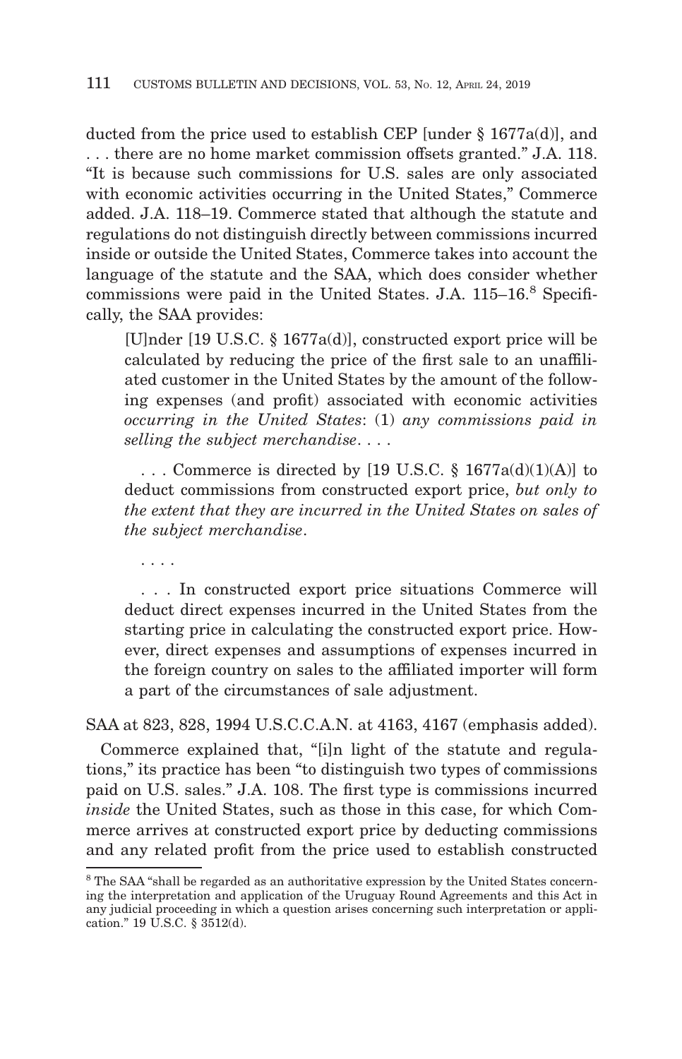ducted from the price used to establish CEP [under § 1677a(d)], and . . . there are no home market commission offsets granted." J.A. 118. "It is because such commissions for U.S. sales are only associated with economic activities occurring in the United States," Commerce added. J.A. 118–19. Commerce stated that although the statute and regulations do not distinguish directly between commissions incurred inside or outside the United States, Commerce takes into account the language of the statute and the SAA, which does consider whether commissions were paid in the United States. J.A. 115–16.[8] Specifically, the SAA provides:

> [U]nder [19 U.S.C. § 1677a(d)], constructed export price will be calculated by reducing the price of the first sale to an unaffiliated customer in the United States by the amount of the following expenses (and profit) associated with economic activities *occurring in the United States*: (1) *any commissions paid in selling the subject merchandise*. . . .
>
> . . . Commerce is directed by [19 U.S.C. § 1677a(d)(1)(A)] to deduct commissions from constructed export price, *but only to the extent that they are incurred in the United States on sales of the subject merchandise*.
>
> . . . .
>
> . . . In constructed export price situations Commerce will deduct direct expenses incurred in the United States from the starting price in calculating the constructed export price. However, direct expenses and assumptions of expenses incurred in the foreign country on sales to the affiliated importer will form a part of the circumstances of sale adjustment.

SAA at 823, 828, 1994 U.S.C.C.A.N. at 4163, 4167 (emphasis added).

Commerce explained that, "[i]n light of the statute and regulations," its practice has been "to distinguish two types of commissions paid on U.S. sales." J.A. 108. The first type is commissions incurred *inside* the United States, such as those in this case, for which Commerce arrives at constructed export price by deducting commissions and any related profit from the price used to establish constructed

---

[8] The SAA "shall be regarded as an authoritative expression by the United States concerning the interpretation and application of the Uruguay Round Agreements and this Act in any judicial proceeding in which a question arises concerning such interpretation or application." 19 U.S.C. § 3512(d).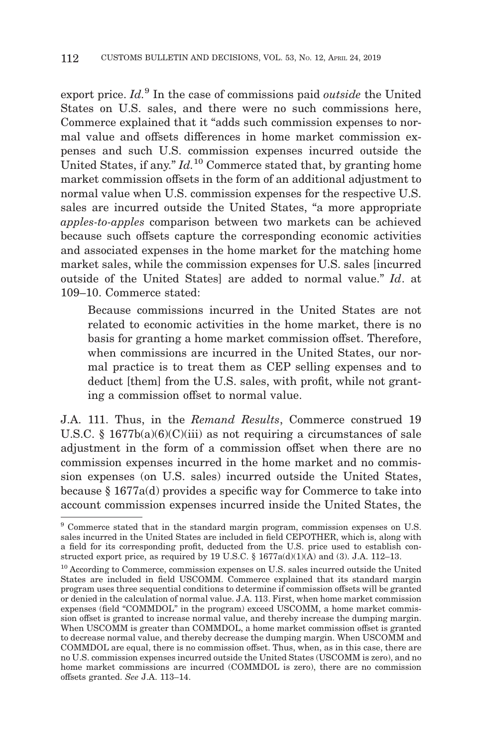export price. *Id.*[9] In the case of commissions paid *outside* the United States on U.S. sales, and there were no such commissions here, Commerce explained that it "adds such commission expenses to normal value and offsets differences in home market commission expenses and such U.S. commission expenses incurred outside the United States, if any." *Id.*[10] Commerce stated that, by granting home market commission offsets in the form of an additional adjustment to normal value when U.S. commission expenses for the respective U.S. sales are incurred outside the United States, "a more appropriate *apples-to-apples* comparison between two markets can be achieved because such offsets capture the corresponding economic activities and associated expenses in the home market for the matching home market sales, while the commission expenses for U.S. sales [incurred outside of the United States] are added to normal value." *Id*. at 109–10. Commerce stated:

> Because commissions incurred in the United States are not related to economic activities in the home market, there is no basis for granting a home market commission offset. Therefore, when commissions are incurred in the United States, our normal practice is to treat them as CEP selling expenses and to deduct [them] from the U.S. sales, with profit, while not granting a commission offset to normal value.

J.A. 111. Thus, in the *Remand Results*, Commerce construed 19 U.S.C. § 1677b(a)(6)(C)(iii) as not requiring a circumstances of sale adjustment in the form of a commission offset when there are no commission expenses incurred in the home market and no commission expenses (on U.S. sales) incurred outside the United States, because § 1677a(d) provides a specific way for Commerce to take into account commission expenses incurred inside the United States, the

---

[9] Commerce stated that in the standard margin program, commission expenses on U.S. sales incurred in the United States are included in field CEPOTHER, which is, along with a field for its corresponding profit, deducted from the U.S. price used to establish constructed export price, as required by 19 U.S.C. § 1677a(d)(1)(A) and (3). J.A. 112–13.

[10] According to Commerce, commission expenses on U.S. sales incurred outside the United States are included in field USCOMM. Commerce explained that its standard margin program uses three sequential conditions to determine if commission offsets will be granted or denied in the calculation of normal value. J.A. 113. First, when home market commission expenses (field "COMMDOL" in the program) exceed USCOMM, a home market commission offset is granted to increase normal value, and thereby increase the dumping margin. When USCOMM is greater than COMMDOL, a home market commission offset is granted to decrease normal value, and thereby decrease the dumping margin. When USCOMM and COMMDOL are equal, there is no commission offset. Thus, when, as in this case, there are no U.S. commission expenses incurred outside the United States (USCOMM is zero), and no home market commissions are incurred (COMMDOL is zero), there are no commission offsets granted. *See* J.A. 113–14.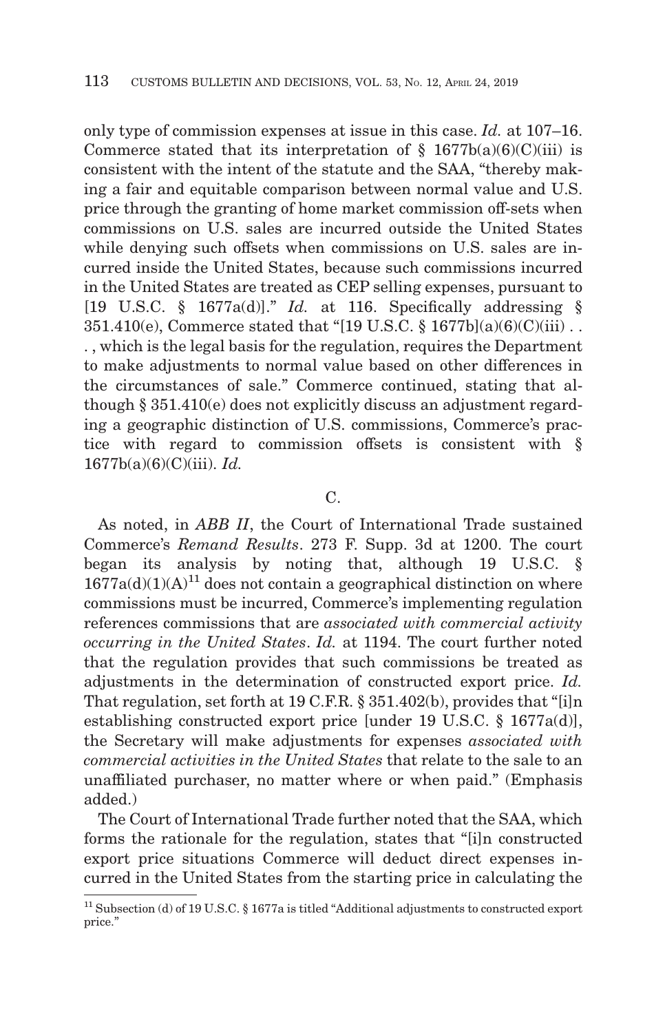only type of commission expenses at issue in this case. *Id.* at 107–16. Commerce stated that its interpretation of § 1677b(a)(6)(C)(iii) is consistent with the intent of the statute and the SAA, "thereby making a fair and equitable comparison between normal value and U.S. price through the granting of home market commission off-sets when commissions on U.S. sales are incurred outside the United States while denying such offsets when commissions on U.S. sales are incurred inside the United States, because such commissions incurred in the United States are treated as CEP selling expenses, pursuant to [19 U.S.C. § 1677a(d)]." *Id.* at 116. Specifically addressing § 351.410(e), Commerce stated that "[19 U.S.C. § 1677b](a)(6)(C)(iii) . . . , which is the legal basis for the regulation, requires the Department to make adjustments to normal value based on other differences in the circumstances of sale." Commerce continued, stating that although § 351.410(e) does not explicitly discuss an adjustment regarding a geographic distinction of U.S. commissions, Commerce's practice with regard to commission offsets is consistent with § 1677b(a)(6)(C)(iii). *Id.*

C.

As noted, in *ABB II*, the Court of International Trade sustained Commerce's *Remand Results*. 273 F. Supp. 3d at 1200. The court began its analysis by noting that, although 19 U.S.C. § 1677a(d)(1)(A)[11] does not contain a geographical distinction on where commissions must be incurred, Commerce's implementing regulation references commissions that are *associated with commercial activity occurring in the United States*. *Id.* at 1194. The court further noted that the regulation provides that such commissions be treated as adjustments in the determination of constructed export price. *Id.* That regulation, set forth at 19 C.F.R. § 351.402(b), provides that "[i]n establishing constructed export price [under 19 U.S.C. § 1677a(d)], the Secretary will make adjustments for expenses *associated with commercial activities in the United States* that relate to the sale to an unaffiliated purchaser, no matter where or when paid." (Emphasis added.)

The Court of International Trade further noted that the SAA, which forms the rationale for the regulation, states that "[i]n constructed export price situations Commerce will deduct direct expenses incurred in the United States from the starting price in calculating the

[11] Subsection (d) of 19 U.S.C. § 1677a is titled "Additional adjustments to constructed export price."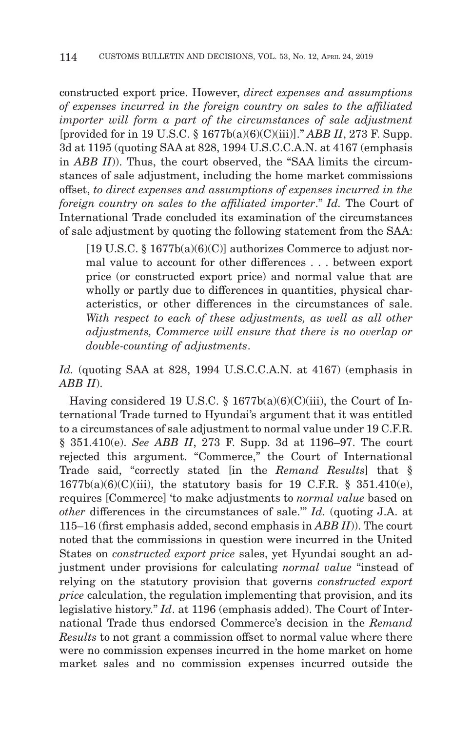constructed export price. However, *direct expenses and assumptions of expenses incurred in the foreign country on sales to the affiliated importer will form a part of the circumstances of sale adjustment* [provided for in 19 U.S.C. § 1677b(a)(6)(C)(iii)]." *ABB II*, 273 F. Supp. 3d at 1195 (quoting SAA at 828, 1994 U.S.C.C.A.N. at 4167 (emphasis in *ABB II*)). Thus, the court observed, the "SAA limits the circumstances of sale adjustment, including the home market commissions offset, *to direct expenses and assumptions of expenses incurred in the foreign country on sales to the affiliated importer*." *Id.* The Court of International Trade concluded its examination of the circumstances of sale adjustment by quoting the following statement from the SAA:

> [19 U.S.C. § 1677b(a)(6)(C)] authorizes Commerce to adjust normal value to account for other differences . . . between export price (or constructed export price) and normal value that are wholly or partly due to differences in quantities, physical characteristics, or other differences in the circumstances of sale. *With respect to each of these adjustments, as well as all other adjustments, Commerce will ensure that there is no overlap or double-counting of adjustments*.

*Id.* (quoting SAA at 828, 1994 U.S.C.C.A.N. at 4167) (emphasis in *ABB II*).

Having considered 19 U.S.C. § 1677b(a)(6)(C)(iii), the Court of International Trade turned to Hyundai's argument that it was entitled to a circumstances of sale adjustment to normal value under 19 C.F.R. § 351.410(e). *See ABB II*, 273 F. Supp. 3d at 1196–97. The court rejected this argument. "Commerce," the Court of International Trade said, "correctly stated [in the *Remand Results*] that § 1677b(a)(6)(C)(iii), the statutory basis for 19 C.F.R. § 351.410(e), requires [Commerce] 'to make adjustments to *normal value* based on *other* differences in the circumstances of sale.'" *Id.* (quoting J.A. at 115–16 (first emphasis added, second emphasis in *ABB II*)). The court noted that the commissions in question were incurred in the United States on *constructed export price* sales, yet Hyundai sought an adjustment under provisions for calculating *normal value* "instead of relying on the statutory provision that governs *constructed export price* calculation, the regulation implementing that provision, and its legislative history." *Id*. at 1196 (emphasis added). The Court of International Trade thus endorsed Commerce's decision in the *Remand Results* to not grant a commission offset to normal value where there were no commission expenses incurred in the home market on home market sales and no commission expenses incurred outside the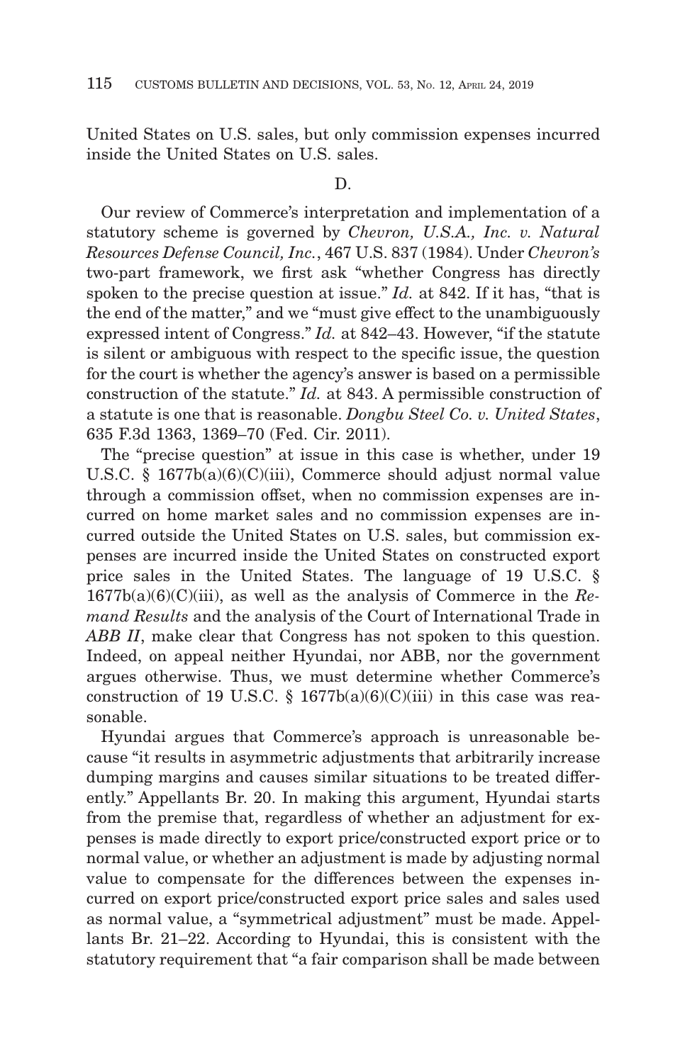United States on U.S. sales, but only commission expenses incurred inside the United States on U.S. sales.

D.

Our review of Commerce's interpretation and implementation of a statutory scheme is governed by *Chevron, U.S.A., Inc. v. Natural Resources Defense Council, Inc.*, 467 U.S. 837 (1984). Under *Chevron's* two-part framework, we first ask "whether Congress has directly spoken to the precise question at issue." *Id.* at 842. If it has, "that is the end of the matter," and we "must give effect to the unambiguously expressed intent of Congress." *Id.* at 842–43. However, "if the statute is silent or ambiguous with respect to the specific issue, the question for the court is whether the agency's answer is based on a permissible construction of the statute." *Id.* at 843. A permissible construction of a statute is one that is reasonable. *Dongbu Steel Co. v. United States*, 635 F.3d 1363, 1369–70 (Fed. Cir. 2011).

The "precise question" at issue in this case is whether, under 19 U.S.C. § 1677b(a)(6)(C)(iii), Commerce should adjust normal value through a commission offset, when no commission expenses are incurred on home market sales and no commission expenses are incurred outside the United States on U.S. sales, but commission expenses are incurred inside the United States on constructed export price sales in the United States. The language of 19 U.S.C. § 1677b(a)(6)(C)(iii), as well as the analysis of Commerce in the *Remand Results* and the analysis of the Court of International Trade in *ABB II*, make clear that Congress has not spoken to this question. Indeed, on appeal neither Hyundai, nor ABB, nor the government argues otherwise. Thus, we must determine whether Commerce's construction of 19 U.S.C. § 1677b(a)(6)(C)(iii) in this case was reasonable.

Hyundai argues that Commerce's approach is unreasonable because "it results in asymmetric adjustments that arbitrarily increase dumping margins and causes similar situations to be treated differently." Appellants Br. 20. In making this argument, Hyundai starts from the premise that, regardless of whether an adjustment for expenses is made directly to export price/constructed export price or to normal value, or whether an adjustment is made by adjusting normal value to compensate for the differences between the expenses incurred on export price/constructed export price sales and sales used as normal value, a "symmetrical adjustment" must be made. Appellants Br. 21–22. According to Hyundai, this is consistent with the statutory requirement that "a fair comparison shall be made between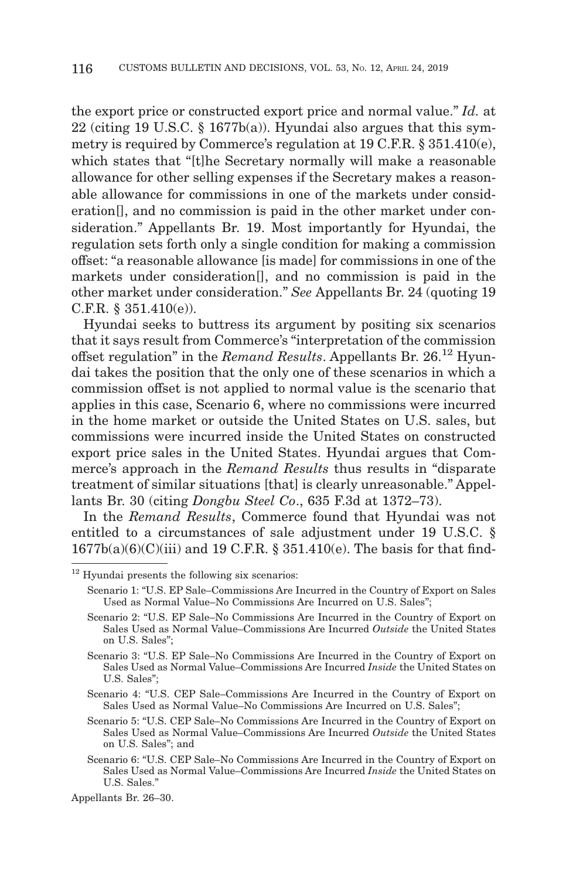the export price or constructed export price and normal value." *Id.* at 22 (citing 19 U.S.C. § 1677b(a)). Hyundai also argues that this symmetry is required by Commerce's regulation at 19 C.F.R. § 351.410(e), which states that "[t]he Secretary normally will make a reasonable allowance for other selling expenses if the Secretary makes a reasonable allowance for commissions in one of the markets under consideration[], and no commission is paid in the other market under consideration." Appellants Br. 19. Most importantly for Hyundai, the regulation sets forth only a single condition for making a commission offset: "a reasonable allowance [is made] for commissions in one of the markets under consideration[], and no commission is paid in the other market under consideration." *See* Appellants Br. 24 (quoting 19 C.F.R. § 351.410(e)).

Hyundai seeks to buttress its argument by positing six scenarios that it says result from Commerce's "interpretation of the commission offset regulation" in the *Remand Results*. Appellants Br. 26.[12] Hyundai takes the position that the only one of these scenarios in which a commission offset is not applied to normal value is the scenario that applies in this case, Scenario 6, where no commissions were incurred in the home market or outside the United States on U.S. sales, but commissions were incurred inside the United States on constructed export price sales in the United States. Hyundai argues that Commerce's approach in the *Remand Results* thus results in "disparate treatment of similar situations [that] is clearly unreasonable." Appellants Br. 30 (citing *Dongbu Steel Co*., 635 F.3d at 1372–73).

In the *Remand Results*, Commerce found that Hyundai was not entitled to a circumstances of sale adjustment under 19 U.S.C. § 1677b(a)(6)(C)(iii) and 19 C.F.R. § 351.410(e). The basis for that find-

---

[12] Hyundai presents the following six scenarios:

Scenario 1: "U.S. EP Sale–Commissions Are Incurred in the Country of Export on Sales Used as Normal Value–No Commissions Are Incurred on U.S. Sales";

Scenario 2: "U.S. EP Sale–No Commissions Are Incurred in the Country of Export on Sales Used as Normal Value–Commissions Are Incurred *Outside* the United States on U.S. Sales";

Scenario 3: "U.S. EP Sale–No Commissions Are Incurred in the Country of Export on Sales Used as Normal Value–Commissions Are Incurred *Inside* the United States on U.S. Sales";

Scenario 4: "U.S. CEP Sale–Commissions Are Incurred in the Country of Export on Sales Used as Normal Value–No Commissions Are Incurred on U.S. Sales";

Scenario 5: "U.S. CEP Sale–No Commissions Are Incurred in the Country of Export on Sales Used as Normal Value–Commissions Are Incurred *Outside* the United States on U.S. Sales"; and

Scenario 6: "U.S. CEP Sale–No Commissions Are Incurred in the Country of Export on Sales Used as Normal Value–Commissions Are Incurred *Inside* the United States on U.S. Sales."

Appellants Br. 26–30.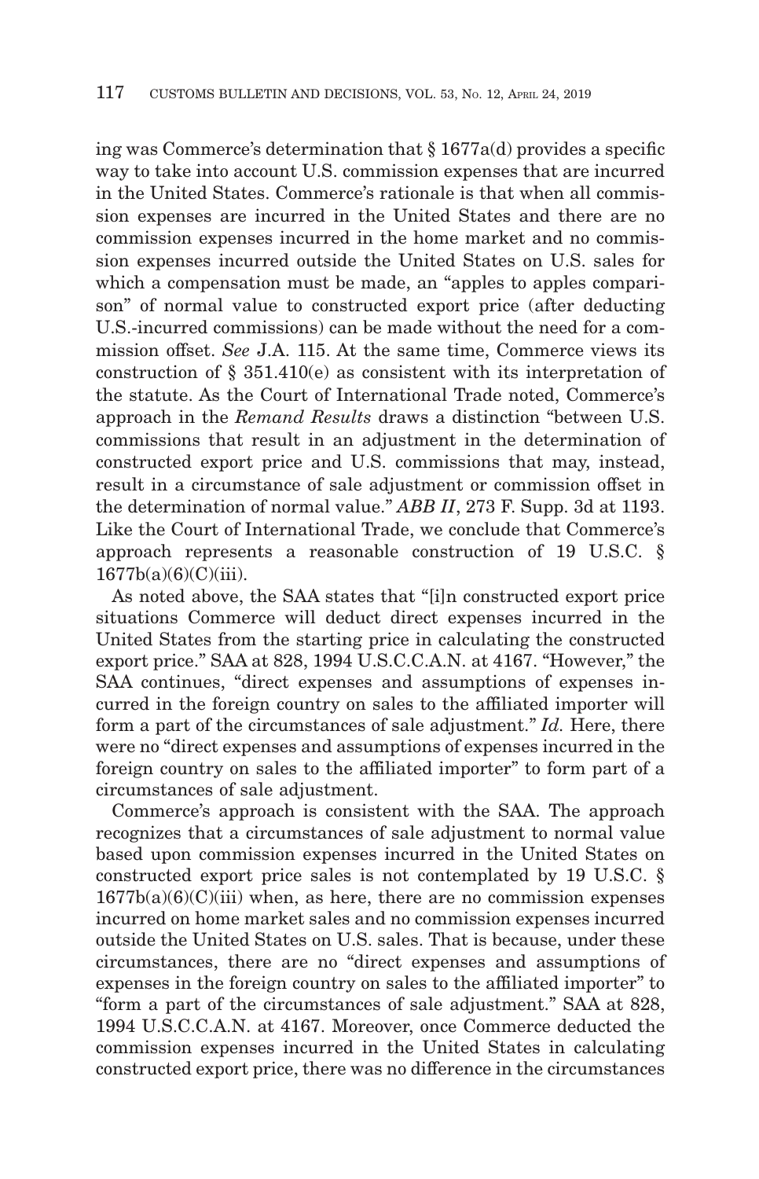ing was Commerce's determination that § 1677a(d) provides a specific way to take into account U.S. commission expenses that are incurred in the United States. Commerce's rationale is that when all commission expenses are incurred in the United States and there are no commission expenses incurred in the home market and no commission expenses incurred outside the United States on U.S. sales for which a compensation must be made, an "apples to apples comparison" of normal value to constructed export price (after deducting U.S.-incurred commissions) can be made without the need for a commission offset. *See* J.A. 115. At the same time, Commerce views its construction of § 351.410(e) as consistent with its interpretation of the statute. As the Court of International Trade noted, Commerce's approach in the *Remand Results* draws a distinction "between U.S. commissions that result in an adjustment in the determination of constructed export price and U.S. commissions that may, instead, result in a circumstance of sale adjustment or commission offset in the determination of normal value." *ABB II*, 273 F. Supp. 3d at 1193. Like the Court of International Trade, we conclude that Commerce's approach represents a reasonable construction of 19 U.S.C. § 1677b(a)(6)(C)(iii).

As noted above, the SAA states that "[i]n constructed export price situations Commerce will deduct direct expenses incurred in the United States from the starting price in calculating the constructed export price." SAA at 828, 1994 U.S.C.C.A.N. at 4167. "However," the SAA continues, "direct expenses and assumptions of expenses incurred in the foreign country on sales to the affiliated importer will form a part of the circumstances of sale adjustment." *Id.* Here, there were no "direct expenses and assumptions of expenses incurred in the foreign country on sales to the affiliated importer" to form part of a circumstances of sale adjustment.

Commerce's approach is consistent with the SAA. The approach recognizes that a circumstances of sale adjustment to normal value based upon commission expenses incurred in the United States on constructed export price sales is not contemplated by 19 U.S.C. § 1677b(a)(6)(C)(iii) when, as here, there are no commission expenses incurred on home market sales and no commission expenses incurred outside the United States on U.S. sales. That is because, under these circumstances, there are no "direct expenses and assumptions of expenses in the foreign country on sales to the affiliated importer" to "form a part of the circumstances of sale adjustment." SAA at 828, 1994 U.S.C.C.A.N. at 4167. Moreover, once Commerce deducted the commission expenses incurred in the United States in calculating constructed export price, there was no difference in the circumstances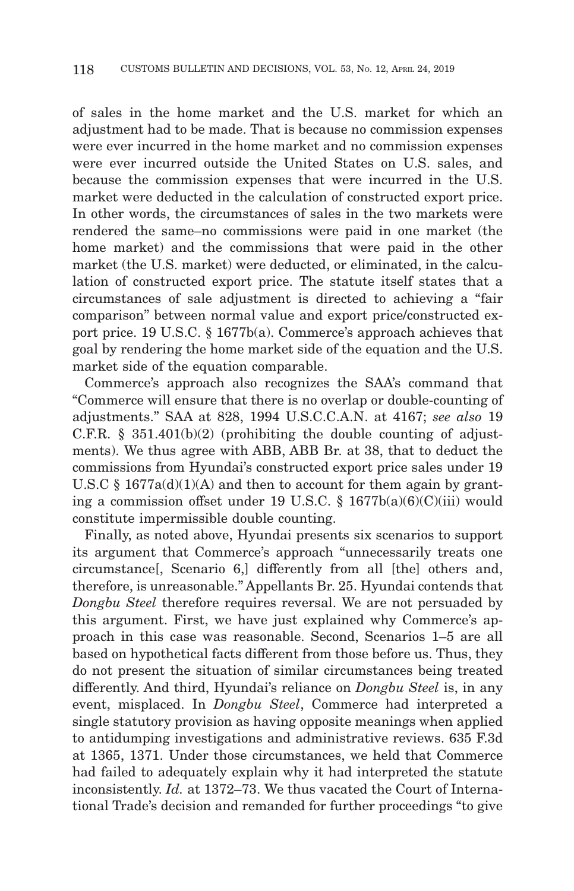of sales in the home market and the U.S. market for which an adjustment had to be made. That is because no commission expenses were ever incurred in the home market and no commission expenses were ever incurred outside the United States on U.S. sales, and because the commission expenses that were incurred in the U.S. market were deducted in the calculation of constructed export price. In other words, the circumstances of sales in the two markets were rendered the same–no commissions were paid in one market (the home market) and the commissions that were paid in the other market (the U.S. market) were deducted, or eliminated, in the calculation of constructed export price. The statute itself states that a circumstances of sale adjustment is directed to achieving a "fair comparison" between normal value and export price/constructed export price. 19 U.S.C. § 1677b(a). Commerce's approach achieves that goal by rendering the home market side of the equation and the U.S. market side of the equation comparable.

Commerce's approach also recognizes the SAA's command that "Commerce will ensure that there is no overlap or double-counting of adjustments." SAA at 828, 1994 U.S.C.C.A.N. at 4167; *see also* 19 C.F.R. § 351.401(b)(2) (prohibiting the double counting of adjustments). We thus agree with ABB, ABB Br. at 38, that to deduct the commissions from Hyundai's constructed export price sales under 19 U.S.C § 1677a(d)(1)(A) and then to account for them again by granting a commission offset under 19 U.S.C. § 1677b(a)(6)(C)(iii) would constitute impermissible double counting.

Finally, as noted above, Hyundai presents six scenarios to support its argument that Commerce's approach "unnecessarily treats one circumstance[, Scenario 6,] differently from all [the] others and, therefore, is unreasonable." Appellants Br. 25. Hyundai contends that *Dongbu Steel* therefore requires reversal. We are not persuaded by this argument. First, we have just explained why Commerce's approach in this case was reasonable. Second, Scenarios 1–5 are all based on hypothetical facts different from those before us. Thus, they do not present the situation of similar circumstances being treated differently. And third, Hyundai's reliance on *Dongbu Steel* is, in any event, misplaced. In *Dongbu Steel*, Commerce had interpreted a single statutory provision as having opposite meanings when applied to antidumping investigations and administrative reviews. 635 F.3d at 1365, 1371. Under those circumstances, we held that Commerce had failed to adequately explain why it had interpreted the statute inconsistently. *Id.* at 1372–73. We thus vacated the Court of International Trade's decision and remanded for further proceedings "to give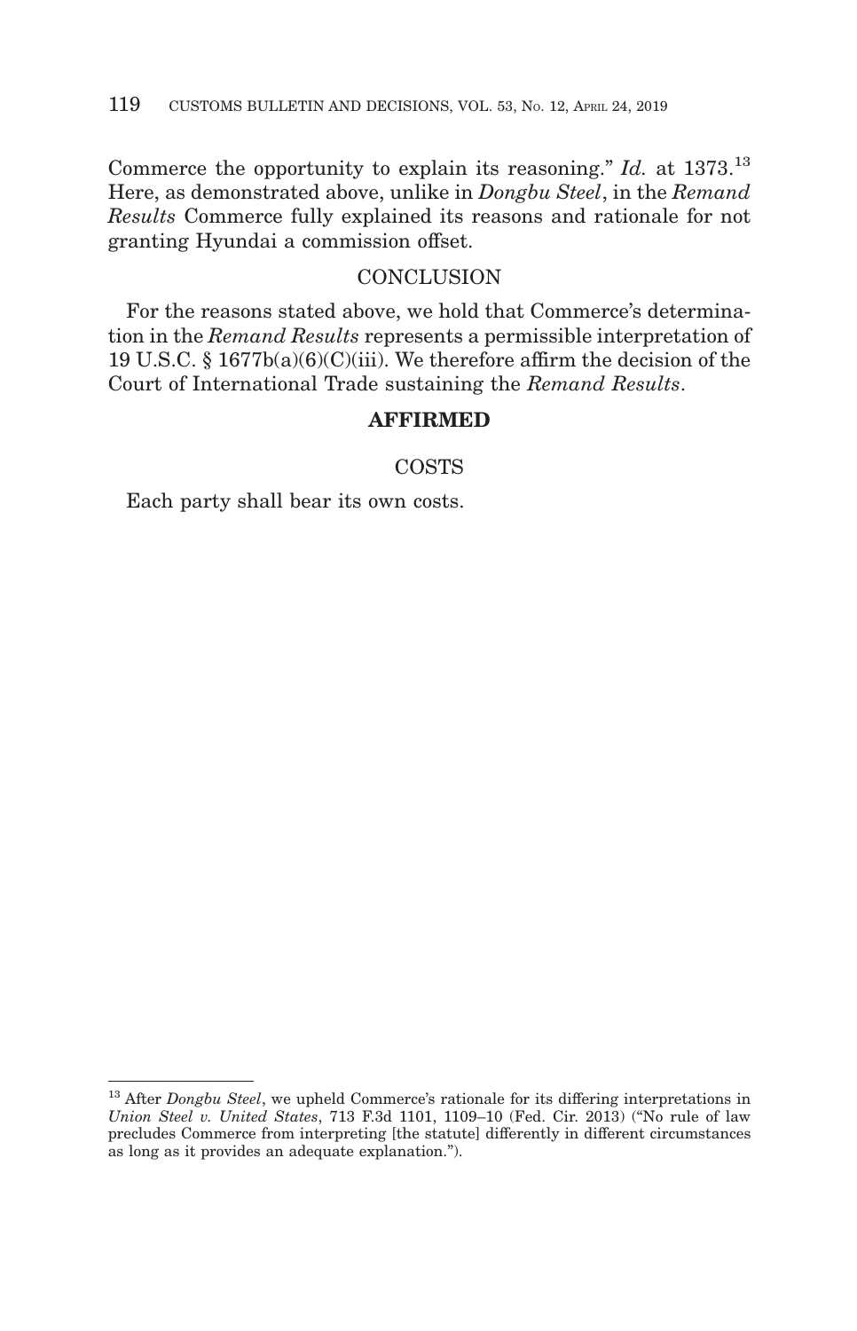Commerce the opportunity to explain its reasoning." *Id.* at 1373.[13] Here, as demonstrated above, unlike in *Dongbu Steel*, in the *Remand Results* Commerce fully explained its reasons and rationale for not granting Hyundai a commission offset.

## CONCLUSION

For the reasons stated above, we hold that Commerce's determination in the *Remand Results* represents a permissible interpretation of 19 U.S.C. § 1677b(a)(6)(C)(iii). We therefore affirm the decision of the Court of International Trade sustaining the *Remand Results*.

## AFFIRMED

## COSTS

Each party shall bear its own costs.

---

[13] After *Dongbu Steel*, we upheld Commerce's rationale for its differing interpretations in *Union Steel v. United States*, 713 F.3d 1101, 1109–10 (Fed. Cir. 2013) ("No rule of law precludes Commerce from interpreting [the statute] differently in different circumstances as long as it provides an adequate explanation.").